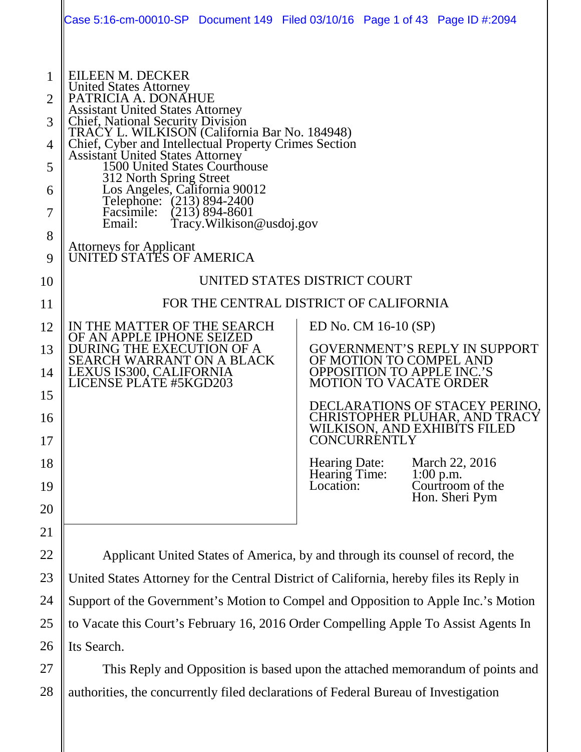EILEEN M. DECKER
United States Attorney
PATRICIA A. DONAHUE
Assistant United States Attorney
Chief, National Security Division
TRACY L. WILKISON (California Bar No. 184948)
Chief, Cyber and Intellectual Property Crimes Section
Assistant United States Attorney
1500 United States Courthouse
312 North Spring Street
Los Angeles, California 90012
Telephone: (213) 894-2400
Facsimile: (213) 894-8601
Email: Tracy.Wilkison@usdoj.gov

Attorneys for Applicant
UNITED STATES OF AMERICA

UNITED STATES DISTRICT COURT

FOR THE CENTRAL DISTRICT OF CALIFORNIA

IN THE MATTER OF THE SEARCH OF AN APPLE IPHONE SEIZED DURING THE EXECUTION OF A SEARCH WARRANT ON A BLACK LEXUS IS300, CALIFORNIA LICENSE PLATE #5KGD203

ED No. CM 16-10 (SP)

GOVERNMENT'S REPLY IN SUPPORT OF MOTION TO COMPEL AND OPPOSITION TO APPLE INC.'S MOTION TO VACATE ORDER

DECLARATIONS OF STACEY PERINO, CHRISTOPHER PLUHAR, AND TRACY WILKISON, AND EXHIBITS FILED CONCURRENTLY

Hearing Date: March 22, 2016
Hearing Time: 1:00 p.m.
Location: Courtroom of the Hon. Sheri Pym

Applicant United States of America, by and through its counsel of record, the United States Attorney for the Central District of California, hereby files its Reply in Support of the Government's Motion to Compel and Opposition to Apple Inc.'s Motion to Vacate this Court's February 16, 2016 Order Compelling Apple To Assist Agents In Its Search.

This Reply and Opposition is based upon the attached memorandum of points and authorities, the concurrently filed declarations of Federal Bureau of Investigation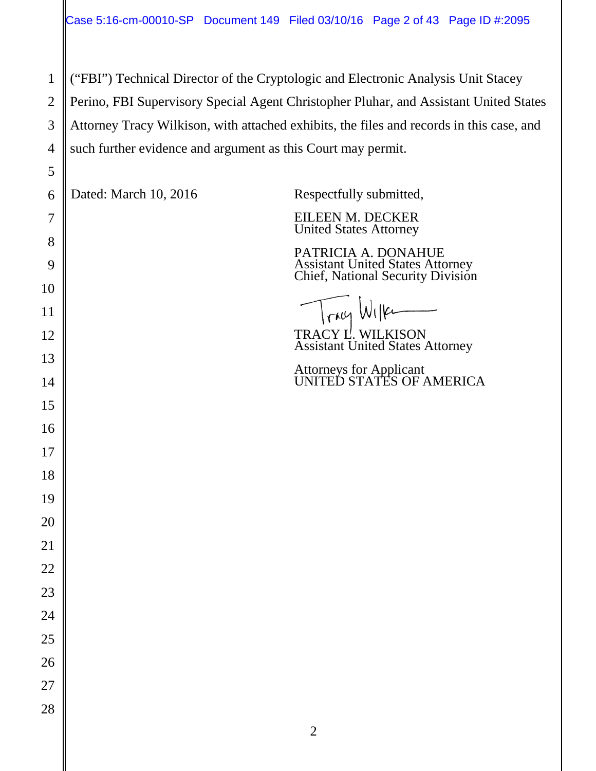("FBI") Technical Director of the Cryptologic and Electronic Analysis Unit Stacey Perino, FBI Supervisory Special Agent Christopher Pluhar, and Assistant United States Attorney Tracy Wilkison, with attached exhibits, the files and records in this case, and such further evidence and argument as this Court may permit.

Dated: March 10, 2016

Respectfully submitted,

EILEEN M. DECKER
United States Attorney

PATRICIA A. DONAHUE
Assistant United States Attorney
Chief, National Security Division

TRACY L. WILKISON
Assistant United States Attorney

Attorneys for Applicant
UNITED STATES OF AMERICA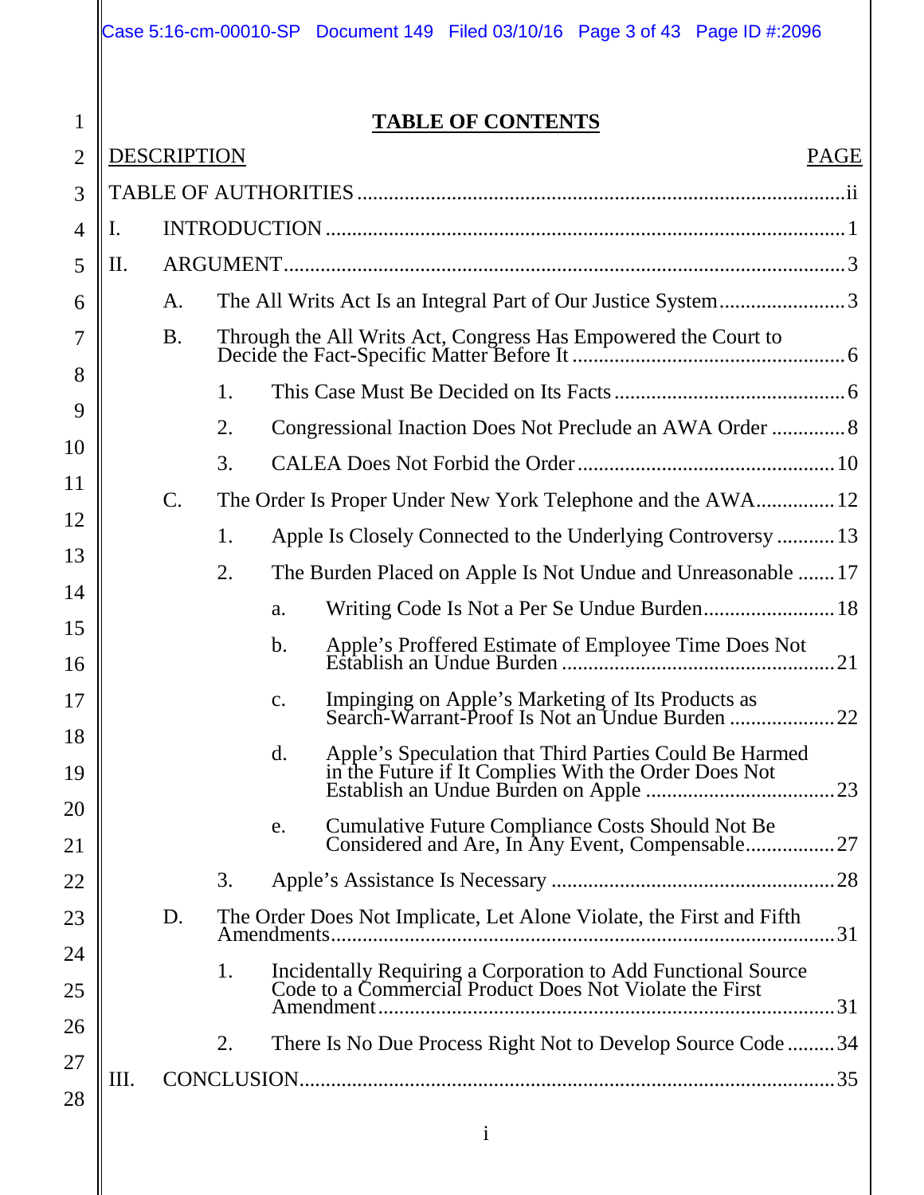# TABLE OF CONTENTS

| DESCRIPTION | PAGE |
|---|---|
| TABLE OF AUTHORITIES | ii |
| I. INTRODUCTION | 1 |
| II. ARGUMENT | 3 |
| A. The All Writs Act Is an Integral Part of Our Justice System | 3 |
| B. Through the All Writs Act, Congress Has Empowered the Court to Decide the Fact-Specific Matter Before It | 6 |
| 1. This Case Must Be Decided on Its Facts | 6 |
| 2. Congressional Inaction Does Not Preclude an AWA Order | 8 |
| 3. CALEA Does Not Forbid the Order | 10 |
| C. The Order Is Proper Under New York Telephone and the AWA | 12 |
| 1. Apple Is Closely Connected to the Underlying Controversy | 13 |
| 2. The Burden Placed on Apple Is Not Undue and Unreasonable | 17 |
| a. Writing Code Is Not a Per Se Undue Burden | 18 |
| b. Apple's Proffered Estimate of Employee Time Does Not Establish an Undue Burden | 21 |
| c. Impinging on Apple's Marketing of Its Products as Search-Warrant-Proof Is Not an Undue Burden | 22 |
| d. Apple's Speculation that Third Parties Could Be Harmed in the Future if It Complies With the Order Does Not Establish an Undue Burden on Apple | 23 |
| e. Cumulative Future Compliance Costs Should Not Be Considered and Are, In Any Event, Compensable | 27 |
| 3. Apple's Assistance Is Necessary | 28 |
| D. The Order Does Not Implicate, Let Alone Violate, the First and Fifth Amendments | 31 |
| 1. Incidentally Requiring a Corporation to Add Functional Source Code to a Commercial Product Does Not Violate the First Amendment | 31 |
| 2. There Is No Due Process Right Not to Develop Source Code | 34 |
| III. CONCLUSION | 35 |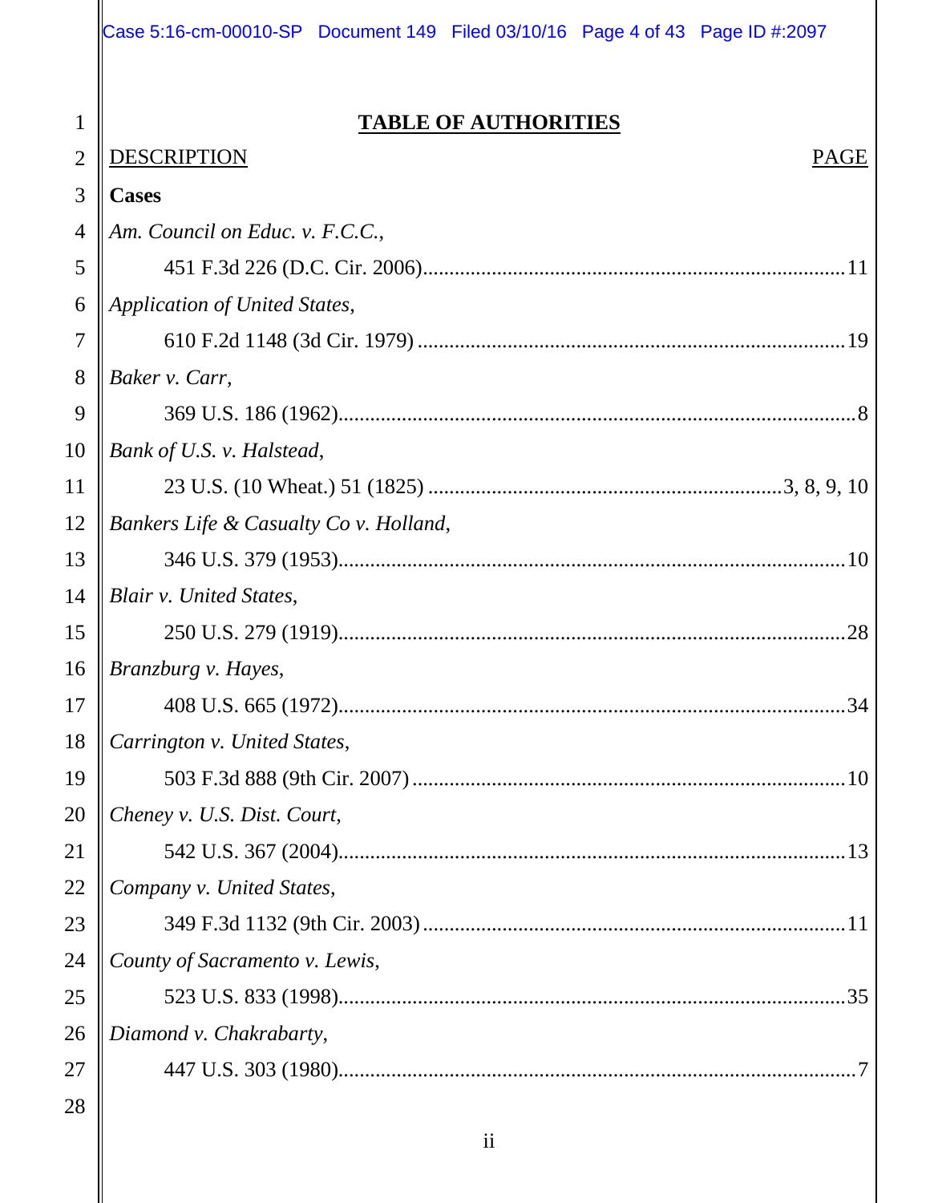# TABLE OF AUTHORITIES

DESCRIPTION — PAGE

**Cases**

*Am. Council on Educ. v. F.C.C.*,
451 F.3d 226 (D.C. Cir. 2006)....................11

*Application of United States*,
610 F.2d 1148 (3d Cir. 1979)....................19

*Baker v. Carr*,
369 U.S. 186 (1962)....................8

*Bank of U.S. v. Halstead*,
23 U.S. (10 Wheat.) 51 (1825)....................3, 8, 9, 10

*Bankers Life & Casualty Co v. Holland*,
346 U.S. 379 (1953)....................10

*Blair v. United States*,
250 U.S. 279 (1919)....................28

*Branzburg v. Hayes*,
408 U.S. 665 (1972)....................34

*Carrington v. United States*,
503 F.3d 888 (9th Cir. 2007)....................10

*Cheney v. U.S. Dist. Court*,
542 U.S. 367 (2004)....................13

*Company v. United States*,
349 F.3d 1132 (9th Cir. 2003)....................11

*County of Sacramento v. Lewis*,
523 U.S. 833 (1998)....................35

*Diamond v. Chakrabarty*,
447 U.S. 303 (1980)....................7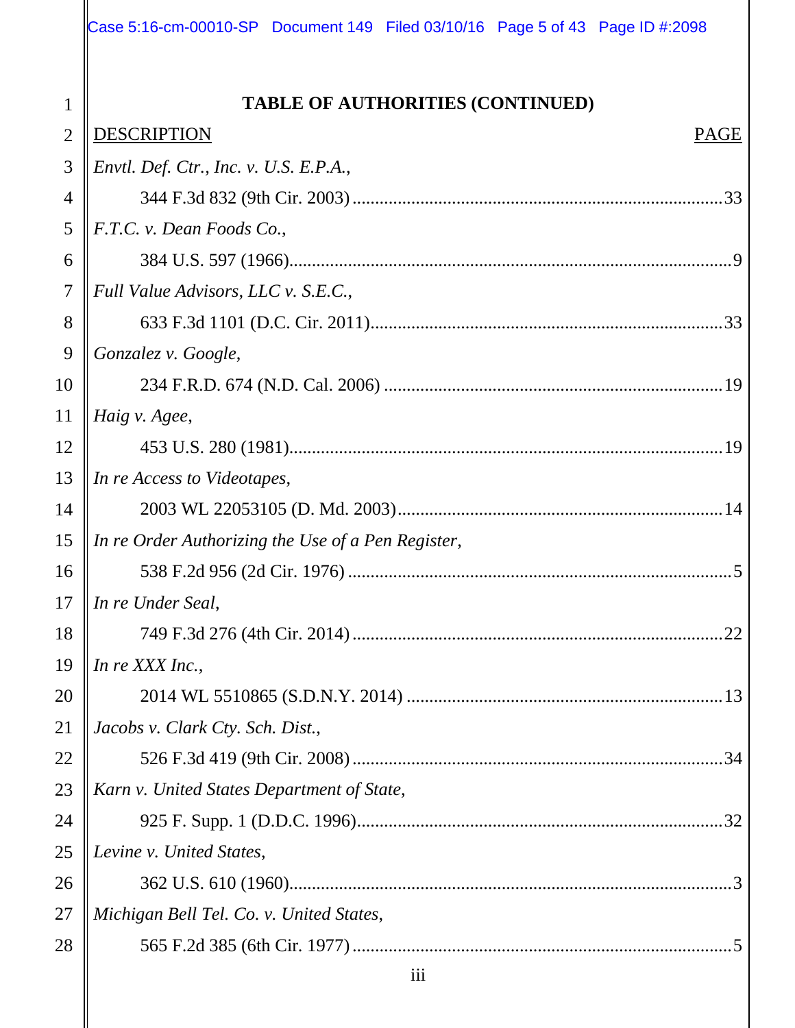**TABLE OF AUTHORITIES (CONTINUED)**

| DESCRIPTION | PAGE |
|---|---|
| *Envtl. Def. Ctr., Inc. v. U.S. E.P.A.*, 344 F.3d 832 (9th Cir. 2003) | 33 |
| *F.T.C. v. Dean Foods Co.*, 384 U.S. 597 (1966) | 9 |
| *Full Value Advisors, LLC v. S.E.C.*, 633 F.3d 1101 (D.C. Cir. 2011) | 33 |
| *Gonzalez v. Google*, 234 F.R.D. 674 (N.D. Cal. 2006) | 19 |
| *Haig v. Agee*, 453 U.S. 280 (1981) | 19 |
| *In re Access to Videotapes*, 2003 WL 22053105 (D. Md. 2003) | 14 |
| *In re Order Authorizing the Use of a Pen Register*, 538 F.2d 956 (2d Cir. 1976) | 5 |
| *In re Under Seal*, 749 F.3d 276 (4th Cir. 2014) | 22 |
| *In re XXX Inc.*, 2014 WL 5510865 (S.D.N.Y. 2014) | 13 |
| *Jacobs v. Clark Cty. Sch. Dist.*, 526 F.3d 419 (9th Cir. 2008) | 34 |
| *Karn v. United States Department of State*, 925 F. Supp. 1 (D.D.C. 1996) | 32 |
| *Levine v. United States*, 362 U.S. 610 (1960) | 3 |
| *Michigan Bell Tel. Co. v. United States*, 565 F.2d 385 (6th Cir. 1977) | 5 |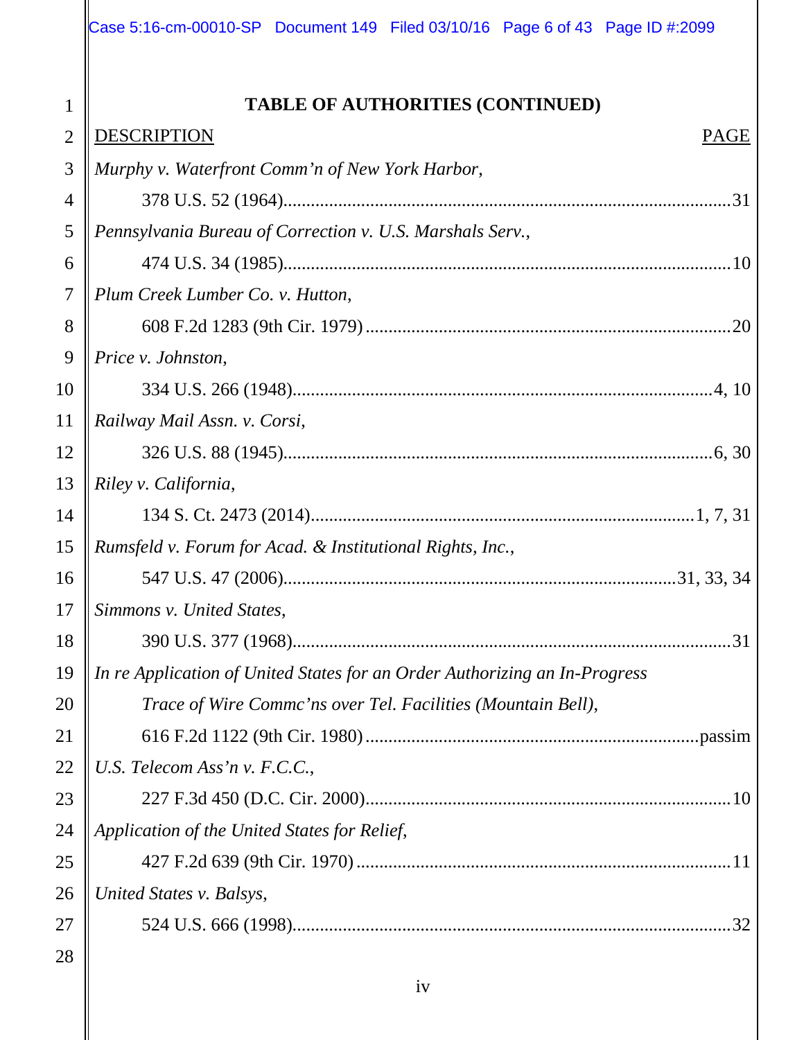**TABLE OF AUTHORITIES (CONTINUED)**

| DESCRIPTION | PAGE |
|---|---|
| *Murphy v. Waterfront Comm'n of New York Harbor*, 378 U.S. 52 (1964) | 31 |
| *Pennsylvania Bureau of Correction v. U.S. Marshals Serv.*, 474 U.S. 34 (1985) | 10 |
| *Plum Creek Lumber Co. v. Hutton*, 608 F.2d 1283 (9th Cir. 1979) | 20 |
| *Price v. Johnston*, 334 U.S. 266 (1948) | 4, 10 |
| *Railway Mail Assn. v. Corsi*, 326 U.S. 88 (1945) | 6, 30 |
| *Riley v. California*, 134 S. Ct. 2473 (2014) | 1, 7, 31 |
| *Rumsfeld v. Forum for Acad. & Institutional Rights, Inc.*, 547 U.S. 47 (2006) | 31, 33, 34 |
| *Simmons v. United States*, 390 U.S. 377 (1968) | 31 |
| *In re Application of United States for an Order Authorizing an In-Progress Trace of Wire Commc'ns over Tel. Facilities (Mountain Bell)*, 616 F.2d 1122 (9th Cir. 1980) | passim |
| *U.S. Telecom Ass'n v. F.C.C.*, 227 F.3d 450 (D.C. Cir. 2000) | 10 |
| *Application of the United States for Relief*, 427 F.2d 639 (9th Cir. 1970) | 11 |
| *United States v. Balsys*, 524 U.S. 666 (1998) | 32 |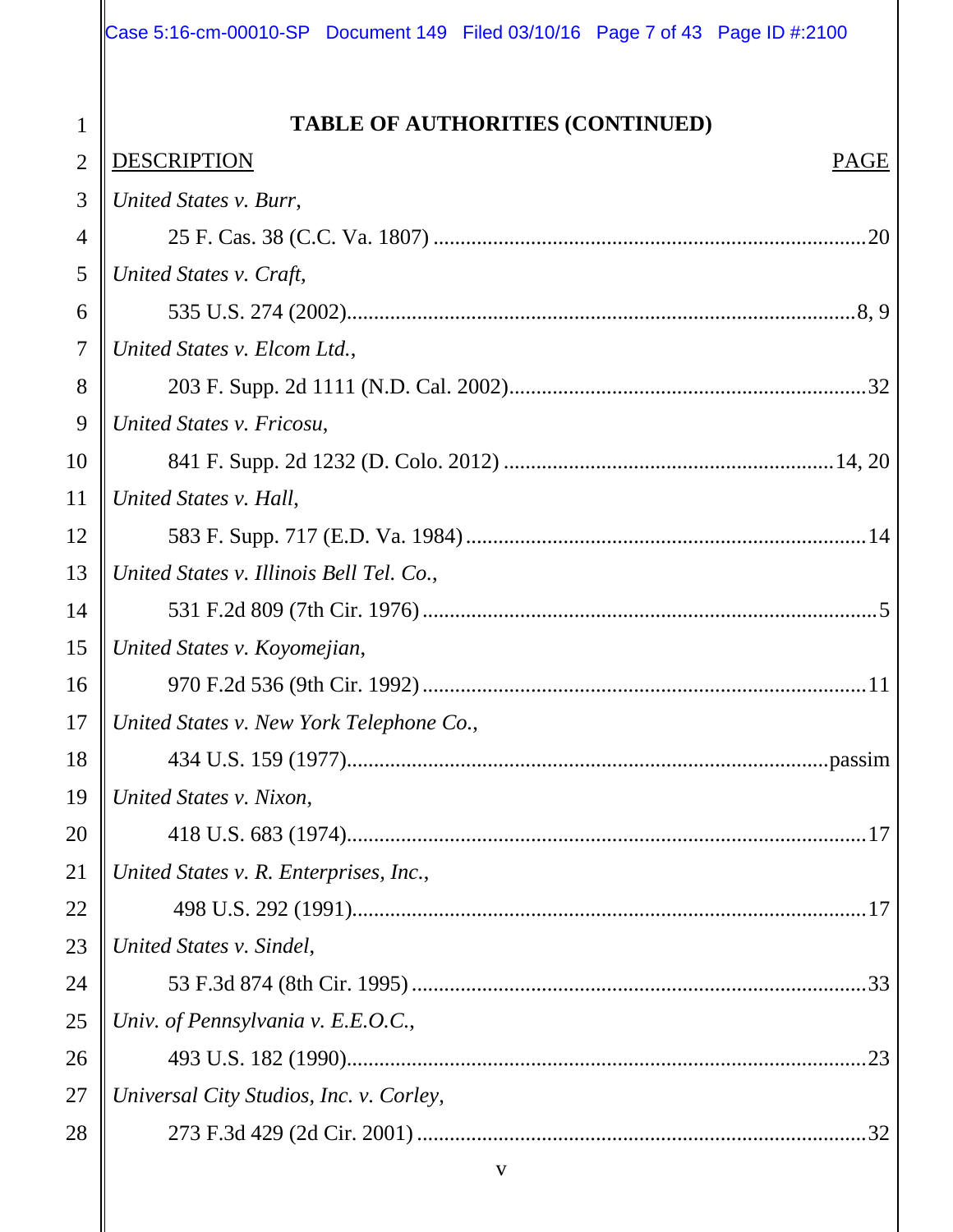## TABLE OF AUTHORITIES (CONTINUED)

| DESCRIPTION | PAGE |
| --- | --- |
| *United States v. Burr*, 25 F. Cas. 38 (C.C. Va. 1807) | 20 |
| *United States v. Craft*, 535 U.S. 274 (2002) | 8, 9 |
| *United States v. Elcom Ltd.*, 203 F. Supp. 2d 1111 (N.D. Cal. 2002) | 32 |
| *United States v. Fricosu*, 841 F. Supp. 2d 1232 (D. Colo. 2012) | 14, 20 |
| *United States v. Hall*, 583 F. Supp. 717 (E.D. Va. 1984) | 14 |
| *United States v. Illinois Bell Tel. Co.*, 531 F.2d 809 (7th Cir. 1976) | 5 |
| *United States v. Koyomejian*, 970 F.2d 536 (9th Cir. 1992) | 11 |
| *United States v. New York Telephone Co.*, 434 U.S. 159 (1977) | passim |
| *United States v. Nixon*, 418 U.S. 683 (1974) | 17 |
| *United States v. R. Enterprises, Inc.*, 498 U.S. 292 (1991) | 17 |
| *United States v. Sindel*, 53 F.3d 874 (8th Cir. 1995) | 33 |
| *Univ. of Pennsylvania v. E.E.O.C.*, 493 U.S. 182 (1990) | 23 |
| *Universal City Studios, Inc. v. Corley*, 273 F.3d 429 (2d Cir. 2001) | 32 |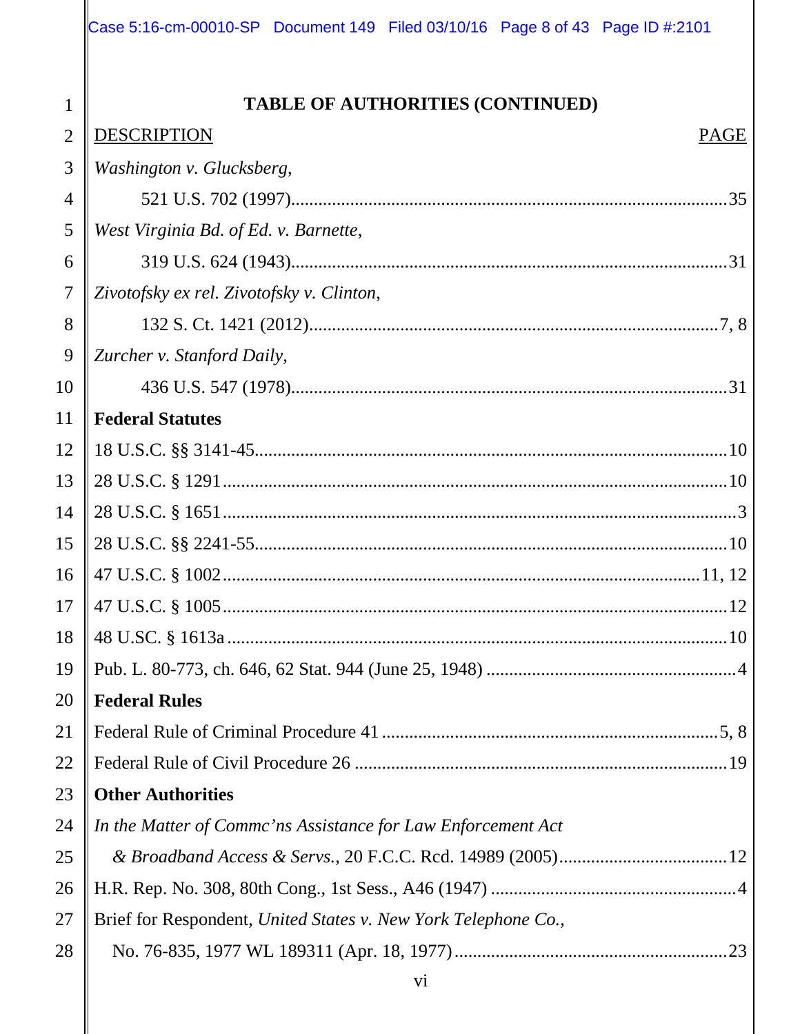## TABLE OF AUTHORITIES (CONTINUED)

| DESCRIPTION | PAGE |
| --- | --- |
| *Washington v. Glucksberg*, 521 U.S. 702 (1997) | 35 |
| *West Virginia Bd. of Ed. v. Barnette*, 319 U.S. 624 (1943) | 31 |
| *Zivotofsky ex rel. Zivotofsky v. Clinton*, 132 S. Ct. 1421 (2012) | 7, 8 |
| *Zurcher v. Stanford Daily*, 436 U.S. 547 (1978) | 31 |
| **Federal Statutes** | |
| 18 U.S.C. §§ 3141-45 | 10 |
| 28 U.S.C. § 1291 | 10 |
| 28 U.S.C. § 1651 | 3 |
| 28 U.S.C. §§ 2241-55 | 10 |
| 47 U.S.C. § 1002 | 11, 12 |
| 47 U.S.C. § 1005 | 12 |
| 48 U.SC. § 1613a | 10 |
| Pub. L. 80-773, ch. 646, 62 Stat. 944 (June 25, 1948) | 4 |
| **Federal Rules** | |
| Federal Rule of Criminal Procedure 41 | 5, 8 |
| Federal Rule of Civil Procedure 26 | 19 |
| **Other Authorities** | |
| *In the Matter of Commc'ns Assistance for Law Enforcement Act & Broadband Access & Servs.*, 20 F.C.C. Rcd. 14989 (2005) | 12 |
| H.R. Rep. No. 308, 80th Cong., 1st Sess., A46 (1947) | 4 |
| Brief for Respondent, *United States v. New York Telephone Co.*, No. 76-835, 1977 WL 189311 (Apr. 18, 1977) | 23 |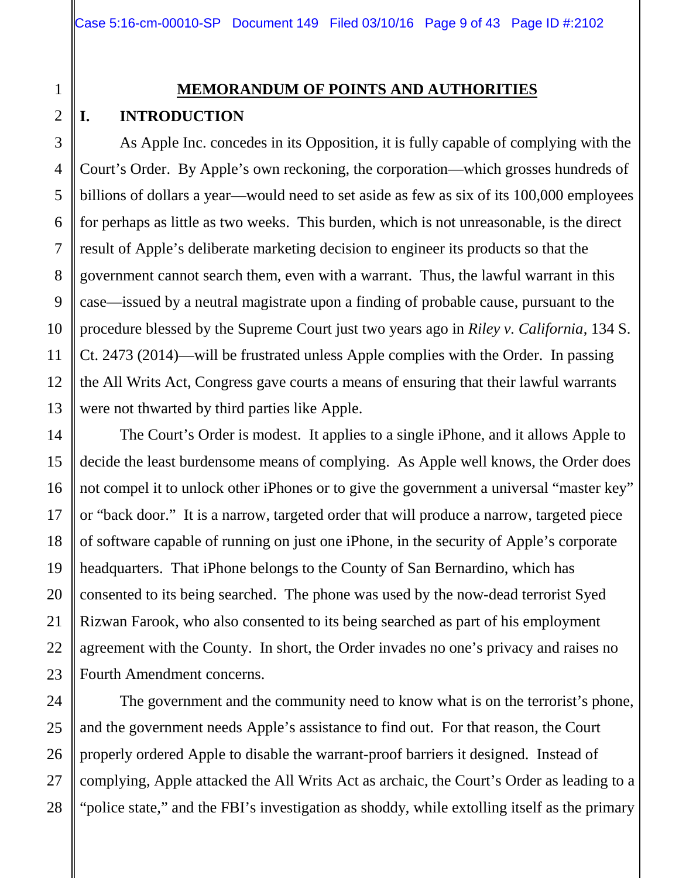## MEMORANDUM OF POINTS AND AUTHORITIES

### I. INTRODUCTION

As Apple Inc. concedes in its Opposition, it is fully capable of complying with the Court's Order. By Apple's own reckoning, the corporation—which grosses hundreds of billions of dollars a year—would need to set aside as few as six of its 100,000 employees for perhaps as little as two weeks. This burden, which is not unreasonable, is the direct result of Apple's deliberate marketing decision to engineer its products so that the government cannot search them, even with a warrant. Thus, the lawful warrant in this case—issued by a neutral magistrate upon a finding of probable cause, pursuant to the procedure blessed by the Supreme Court just two years ago in *Riley v. California*, 134 S. Ct. 2473 (2014)—will be frustrated unless Apple complies with the Order. In passing the All Writs Act, Congress gave courts a means of ensuring that their lawful warrants were not thwarted by third parties like Apple.

The Court's Order is modest. It applies to a single iPhone, and it allows Apple to decide the least burdensome means of complying. As Apple well knows, the Order does not compel it to unlock other iPhones or to give the government a universal "master key" or "back door." It is a narrow, targeted order that will produce a narrow, targeted piece of software capable of running on just one iPhone, in the security of Apple's corporate headquarters. That iPhone belongs to the County of San Bernardino, which has consented to its being searched. The phone was used by the now-dead terrorist Syed Rizwan Farook, who also consented to its being searched as part of his employment agreement with the County. In short, the Order invades no one's privacy and raises no Fourth Amendment concerns.

The government and the community need to know what is on the terrorist's phone, and the government needs Apple's assistance to find out. For that reason, the Court properly ordered Apple to disable the warrant-proof barriers it designed. Instead of complying, Apple attacked the All Writs Act as archaic, the Court's Order as leading to a "police state," and the FBI's investigation as shoddy, while extolling itself as the primary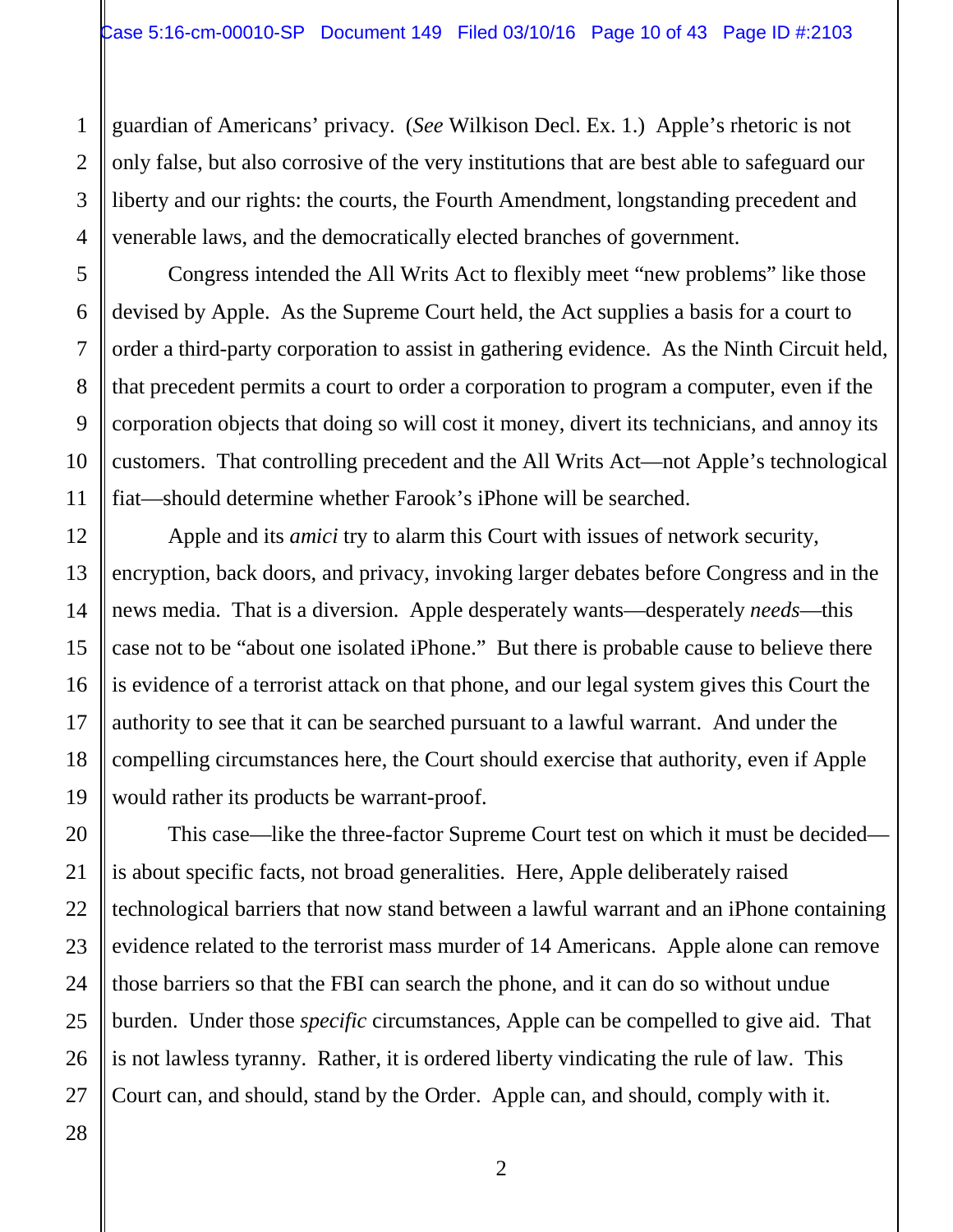guardian of Americans' privacy. (*See* Wilkison Decl. Ex. 1.) Apple's rhetoric is not only false, but also corrosive of the very institutions that are best able to safeguard our liberty and our rights: the courts, the Fourth Amendment, longstanding precedent and venerable laws, and the democratically elected branches of government.

Congress intended the All Writs Act to flexibly meet "new problems" like those devised by Apple. As the Supreme Court held, the Act supplies a basis for a court to order a third-party corporation to assist in gathering evidence. As the Ninth Circuit held, that precedent permits a court to order a corporation to program a computer, even if the corporation objects that doing so will cost it money, divert its technicians, and annoy its customers. That controlling precedent and the All Writs Act—not Apple's technological fiat—should determine whether Farook's iPhone will be searched.

Apple and its *amici* try to alarm this Court with issues of network security, encryption, back doors, and privacy, invoking larger debates before Congress and in the news media. That is a diversion. Apple desperately wants—desperately *needs*—this case not to be "about one isolated iPhone." But there is probable cause to believe there is evidence of a terrorist attack on that phone, and our legal system gives this Court the authority to see that it can be searched pursuant to a lawful warrant. And under the compelling circumstances here, the Court should exercise that authority, even if Apple would rather its products be warrant-proof.

This case—like the three-factor Supreme Court test on which it must be decided—is about specific facts, not broad generalities. Here, Apple deliberately raised technological barriers that now stand between a lawful warrant and an iPhone containing evidence related to the terrorist mass murder of 14 Americans. Apple alone can remove those barriers so that the FBI can search the phone, and it can do so without undue burden. Under those *specific* circumstances, Apple can be compelled to give aid. That is not lawless tyranny. Rather, it is ordered liberty vindicating the rule of law. This Court can, and should, stand by the Order. Apple can, and should, comply with it.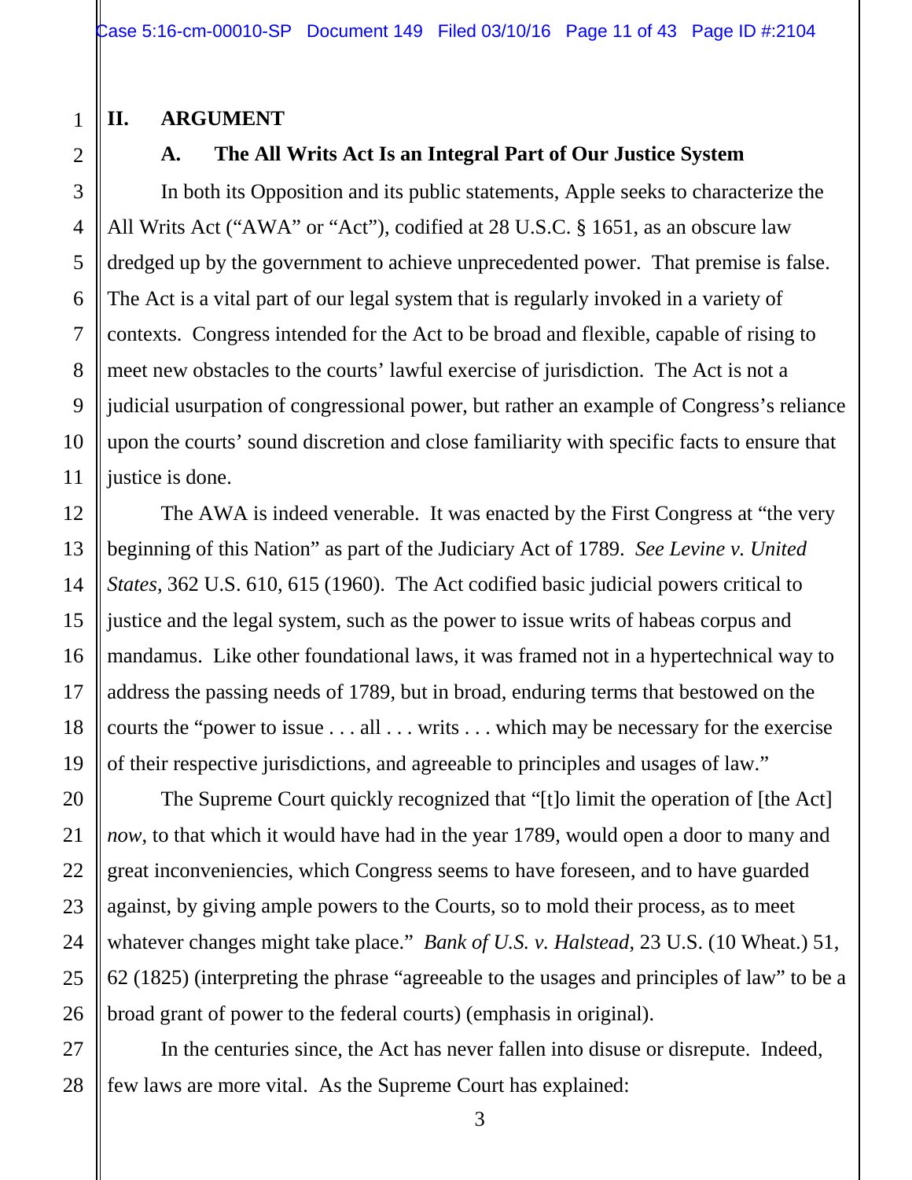## II. ARGUMENT

### A. The All Writs Act Is an Integral Part of Our Justice System

In both its Opposition and its public statements, Apple seeks to characterize the All Writs Act ("AWA" or "Act"), codified at 28 U.S.C. § 1651, as an obscure law dredged up by the government to achieve unprecedented power. That premise is false. The Act is a vital part of our legal system that is regularly invoked in a variety of contexts. Congress intended for the Act to be broad and flexible, capable of rising to meet new obstacles to the courts' lawful exercise of jurisdiction. The Act is not a judicial usurpation of congressional power, but rather an example of Congress's reliance upon the courts' sound discretion and close familiarity with specific facts to ensure that justice is done.

The AWA is indeed venerable. It was enacted by the First Congress at "the very beginning of this Nation" as part of the Judiciary Act of 1789. *See Levine v. United States*, 362 U.S. 610, 615 (1960). The Act codified basic judicial powers critical to justice and the legal system, such as the power to issue writs of habeas corpus and mandamus. Like other foundational laws, it was framed not in a hypertechnical way to address the passing needs of 1789, but in broad, enduring terms that bestowed on the courts the "power to issue . . . all . . . writs . . . which may be necessary for the exercise of their respective jurisdictions, and agreeable to principles and usages of law."

The Supreme Court quickly recognized that "[t]o limit the operation of [the Act] *now*, to that which it would have had in the year 1789, would open a door to many and great inconveniencies, which Congress seems to have foreseen, and to have guarded against, by giving ample powers to the Courts, so to mold their process, as to meet whatever changes might take place." *Bank of U.S. v. Halstead*, 23 U.S. (10 Wheat.) 51, 62 (1825) (interpreting the phrase "agreeable to the usages and principles of law" to be a broad grant of power to the federal courts) (emphasis in original).

In the centuries since, the Act has never fallen into disuse or disrepute. Indeed, few laws are more vital. As the Supreme Court has explained: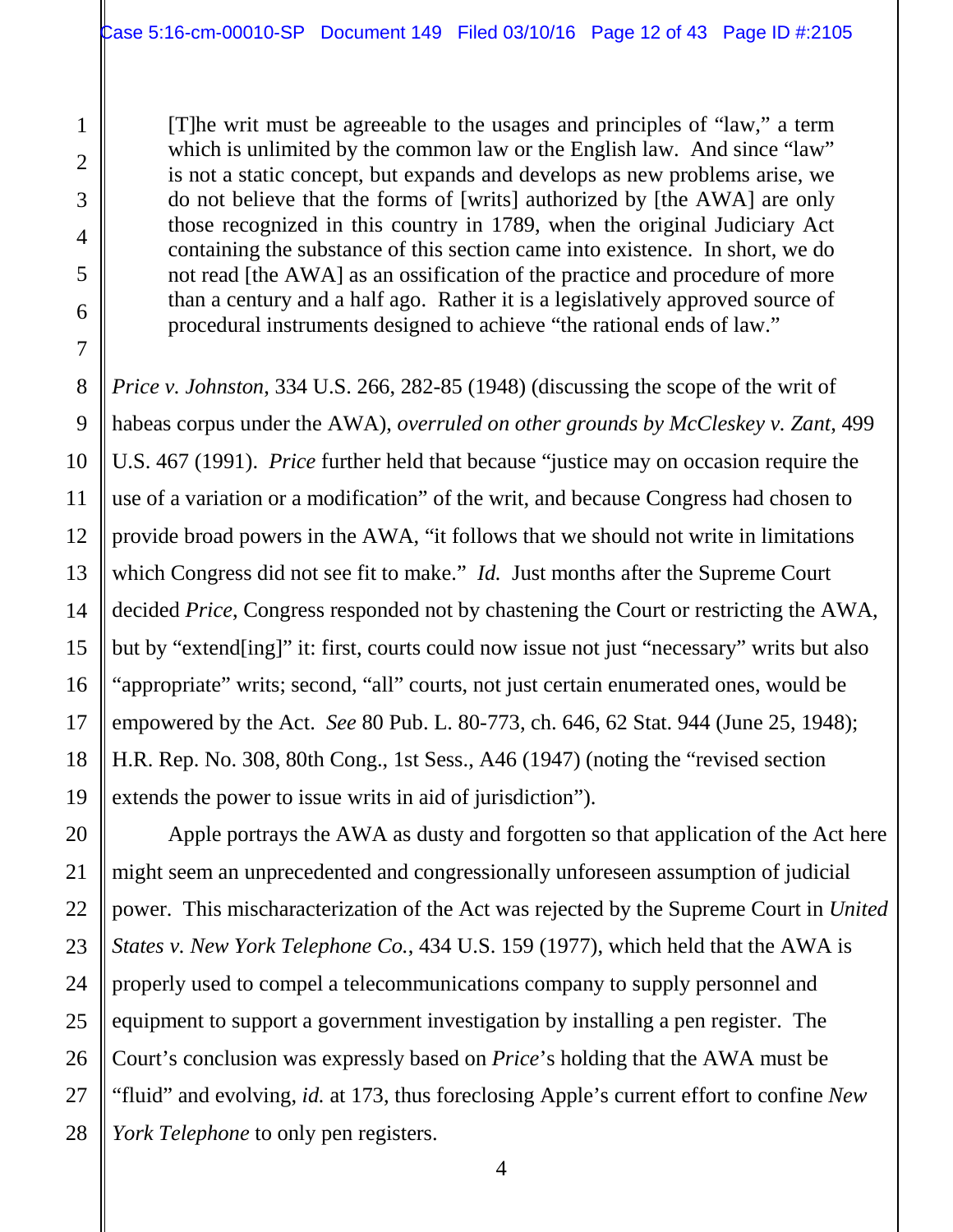> [T]he writ must be agreeable to the usages and principles of "law," a term which is unlimited by the common law or the English law. And since "law" is not a static concept, but expands and develops as new problems arise, we do not believe that the forms of [writs] authorized by [the AWA] are only those recognized in this country in 1789, when the original Judiciary Act containing the substance of this section came into existence. In short, we do not read [the AWA] as an ossification of the practice and procedure of more than a century and a half ago. Rather it is a legislatively approved source of procedural instruments designed to achieve "the rational ends of law."

*Price v. Johnston*, 334 U.S. 266, 282-85 (1948) (discussing the scope of the writ of habeas corpus under the AWA), *overruled on other grounds by McCleskey v. Zant*, 499 U.S. 467 (1991). *Price* further held that because "justice may on occasion require the use of a variation or a modification" of the writ, and because Congress had chosen to provide broad powers in the AWA, "it follows that we should not write in limitations which Congress did not see fit to make." *Id.* Just months after the Supreme Court decided *Price*, Congress responded not by chastening the Court or restricting the AWA, but by "extend[ing]" it: first, courts could now issue not just "necessary" writs but also "appropriate" writs; second, "all" courts, not just certain enumerated ones, would be empowered by the Act. *See* 80 Pub. L. 80-773, ch. 646, 62 Stat. 944 (June 25, 1948); H.R. Rep. No. 308, 80th Cong., 1st Sess., A46 (1947) (noting the "revised section extends the power to issue writs in aid of jurisdiction").

Apple portrays the AWA as dusty and forgotten so that application of the Act here might seem an unprecedented and congressionally unforeseen assumption of judicial power. This mischaracterization of the Act was rejected by the Supreme Court in *United States v. New York Telephone Co.*, 434 U.S. 159 (1977), which held that the AWA is properly used to compel a telecommunications company to supply personnel and equipment to support a government investigation by installing a pen register. The Court's conclusion was expressly based on *Price*'s holding that the AWA must be "fluid" and evolving, *id.* at 173, thus foreclosing Apple's current effort to confine *New York Telephone* to only pen registers.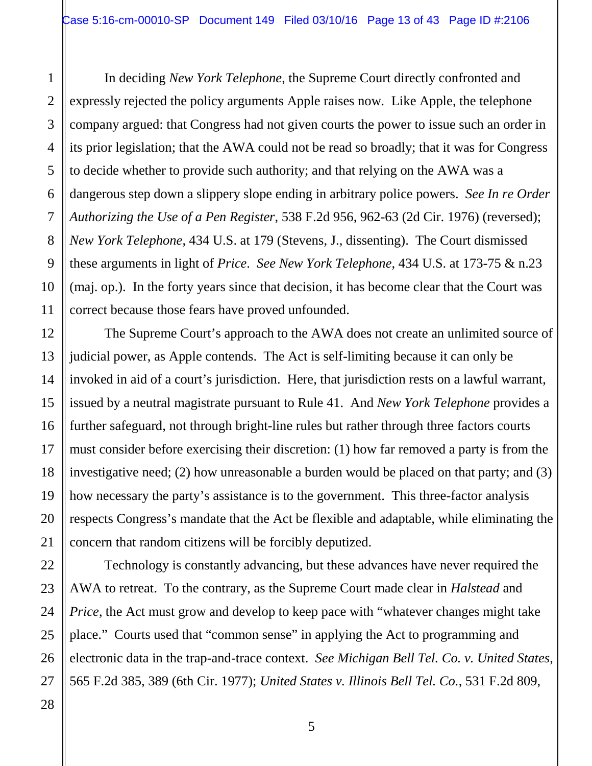In deciding *New York Telephone*, the Supreme Court directly confronted and expressly rejected the policy arguments Apple raises now. Like Apple, the telephone company argued: that Congress had not given courts the power to issue such an order in its prior legislation; that the AWA could not be read so broadly; that it was for Congress to decide whether to provide such authority; and that relying on the AWA was a dangerous step down a slippery slope ending in arbitrary police powers. *See In re Order Authorizing the Use of a Pen Register*, 538 F.2d 956, 962-63 (2d Cir. 1976) (reversed); *New York Telephone*, 434 U.S. at 179 (Stevens, J., dissenting). The Court dismissed these arguments in light of *Price*. *See New York Telephone*, 434 U.S. at 173-75 & n.23 (maj. op.). In the forty years since that decision, it has become clear that the Court was correct because those fears have proved unfounded.

The Supreme Court's approach to the AWA does not create an unlimited source of judicial power, as Apple contends. The Act is self-limiting because it can only be invoked in aid of a court's jurisdiction. Here, that jurisdiction rests on a lawful warrant, issued by a neutral magistrate pursuant to Rule 41. And *New York Telephone* provides a further safeguard, not through bright-line rules but rather through three factors courts must consider before exercising their discretion: (1) how far removed a party is from the investigative need; (2) how unreasonable a burden would be placed on that party; and (3) how necessary the party's assistance is to the government. This three-factor analysis respects Congress's mandate that the Act be flexible and adaptable, while eliminating the concern that random citizens will be forcibly deputized.

Technology is constantly advancing, but these advances have never required the AWA to retreat. To the contrary, as the Supreme Court made clear in *Halstead* and *Price*, the Act must grow and develop to keep pace with "whatever changes might take place." Courts used that "common sense" in applying the Act to programming and electronic data in the trap-and-trace context. *See Michigan Bell Tel. Co. v. United States*, 565 F.2d 385, 389 (6th Cir. 1977); *United States v. Illinois Bell Tel. Co.*, 531 F.2d 809,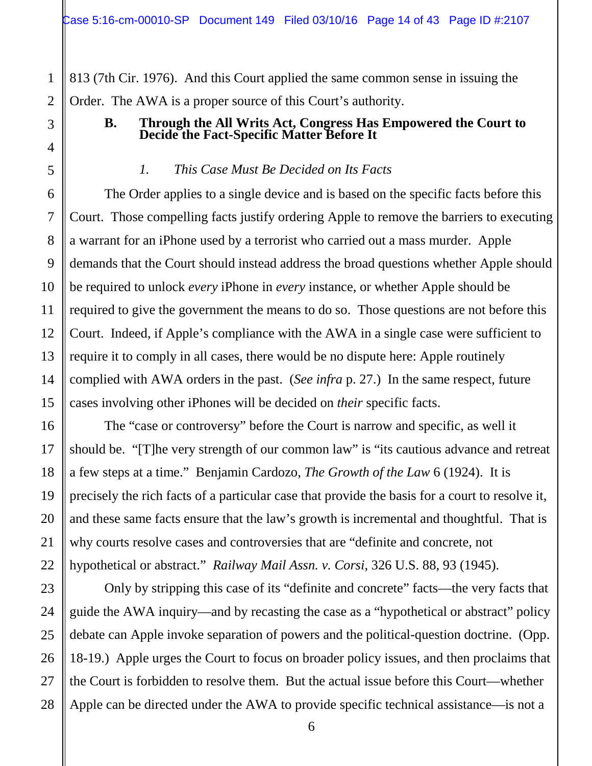813 (7th Cir. 1976). And this Court applied the same common sense in issuing the Order. The AWA is a proper source of this Court's authority.

### B. Through the All Writs Act, Congress Has Empowered the Court to Decide the Fact-Specific Matter Before It

#### *1. This Case Must Be Decided on Its Facts*

The Order applies to a single device and is based on the specific facts before this Court. Those compelling facts justify ordering Apple to remove the barriers to executing a warrant for an iPhone used by a terrorist who carried out a mass murder. Apple demands that the Court should instead address the broad questions whether Apple should be required to unlock *every* iPhone in *every* instance, or whether Apple should be required to give the government the means to do so. Those questions are not before this Court. Indeed, if Apple's compliance with the AWA in a single case were sufficient to require it to comply in all cases, there would be no dispute here: Apple routinely complied with AWA orders in the past. (*See infra* p. 27.) In the same respect, future cases involving other iPhones will be decided on *their* specific facts.

The "case or controversy" before the Court is narrow and specific, as well it should be. "[T]he very strength of our common law" is "its cautious advance and retreat a few steps at a time." Benjamin Cardozo, *The Growth of the Law* 6 (1924). It is precisely the rich facts of a particular case that provide the basis for a court to resolve it, and these same facts ensure that the law's growth is incremental and thoughtful. That is why courts resolve cases and controversies that are "definite and concrete, not hypothetical or abstract." *Railway Mail Assn. v. Corsi*, 326 U.S. 88, 93 (1945).

Only by stripping this case of its "definite and concrete" facts—the very facts that guide the AWA inquiry—and by recasting the case as a "hypothetical or abstract" policy debate can Apple invoke separation of powers and the political-question doctrine. (Opp. 18-19.) Apple urges the Court to focus on broader policy issues, and then proclaims that the Court is forbidden to resolve them. But the actual issue before this Court—whether Apple can be directed under the AWA to provide specific technical assistance—is not a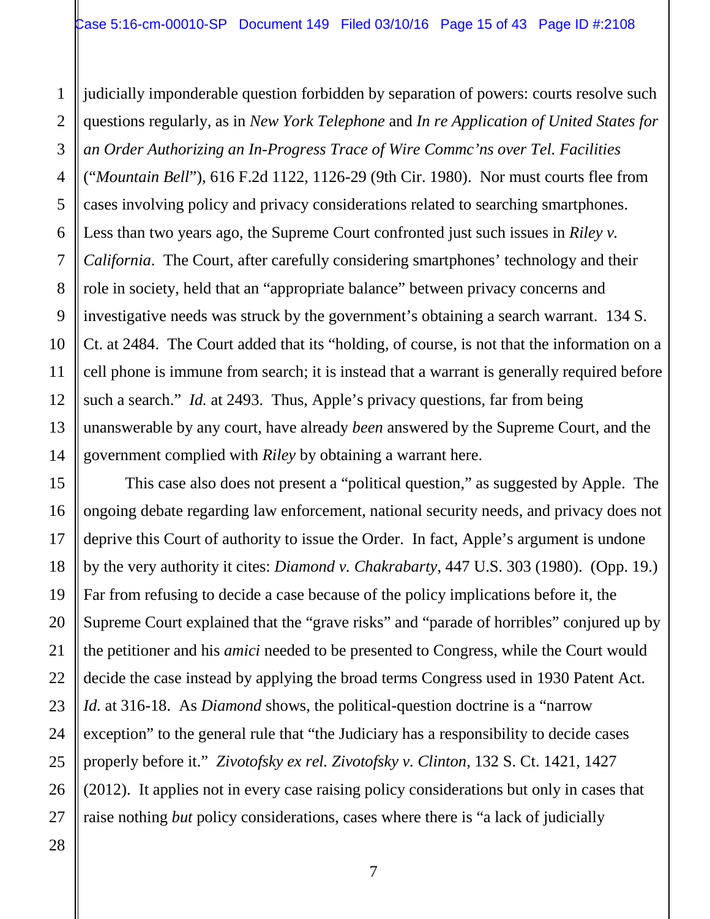judicially imponderable question forbidden by separation of powers: courts resolve such questions regularly, as in *New York Telephone* and *In re Application of United States for an Order Authorizing an In-Progress Trace of Wire Commc'ns over Tel. Facilities* ("*Mountain Bell*"), 616 F.2d 1122, 1126-29 (9th Cir. 1980). Nor must courts flee from cases involving policy and privacy considerations related to searching smartphones. Less than two years ago, the Supreme Court confronted just such issues in *Riley v. California*. The Court, after carefully considering smartphones' technology and their role in society, held that an "appropriate balance" between privacy concerns and investigative needs was struck by the government's obtaining a search warrant. 134 S. Ct. at 2484. The Court added that its "holding, of course, is not that the information on a cell phone is immune from search; it is instead that a warrant is generally required before such a search." *Id.* at 2493. Thus, Apple's privacy questions, far from being unanswerable by any court, have already *been* answered by the Supreme Court, and the government complied with *Riley* by obtaining a warrant here.

This case also does not present a "political question," as suggested by Apple. The ongoing debate regarding law enforcement, national security needs, and privacy does not deprive this Court of authority to issue the Order. In fact, Apple's argument is undone by the very authority it cites: *Diamond v. Chakrabarty*, 447 U.S. 303 (1980). (Opp. 19.) Far from refusing to decide a case because of the policy implications before it, the Supreme Court explained that the "grave risks" and "parade of horribles" conjured up by the petitioner and his *amici* needed to be presented to Congress, while the Court would decide the case instead by applying the broad terms Congress used in 1930 Patent Act. *Id.* at 316-18. As *Diamond* shows, the political-question doctrine is a "narrow exception" to the general rule that "the Judiciary has a responsibility to decide cases properly before it." *Zivotofsky ex rel. Zivotofsky v. Clinton*, 132 S. Ct. 1421, 1427 (2012). It applies not in every case raising policy considerations but only in cases that raise nothing *but* policy considerations, cases where there is "a lack of judicially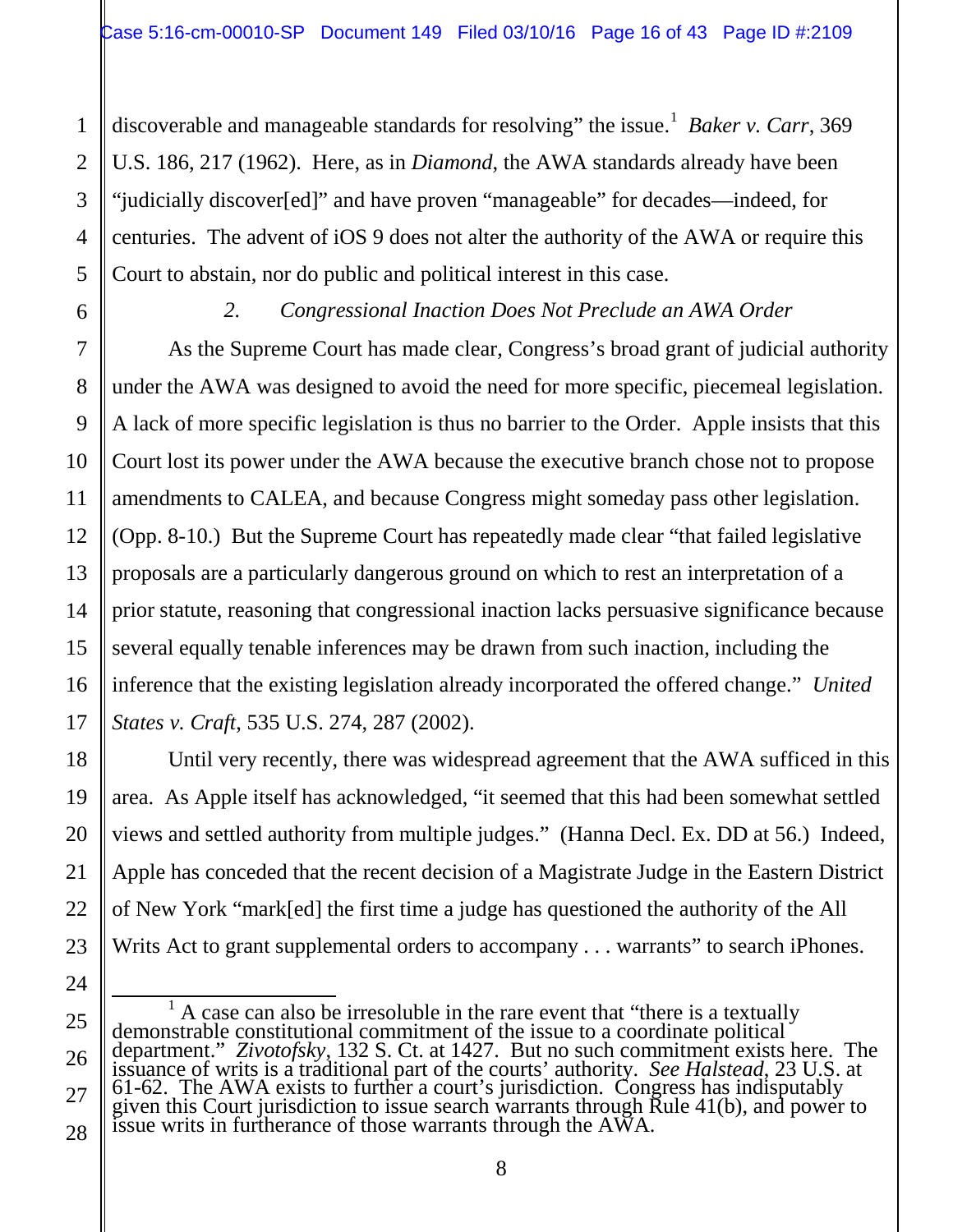discoverable and manageable standards for resolving" the issue.[1] *Baker v. Carr*, 369 U.S. 186, 217 (1962). Here, as in *Diamond*, the AWA standards already have been "judicially discover[ed]" and have proven "manageable" for decades—indeed, for centuries. The advent of iOS 9 does not alter the authority of the AWA or require this Court to abstain, nor do public and political interest in this case.

*2. Congressional Inaction Does Not Preclude an AWA Order*

As the Supreme Court has made clear, Congress's broad grant of judicial authority under the AWA was designed to avoid the need for more specific, piecemeal legislation. A lack of more specific legislation is thus no barrier to the Order. Apple insists that this Court lost its power under the AWA because the executive branch chose not to propose amendments to CALEA, and because Congress might someday pass other legislation. (Opp. 8-10.) But the Supreme Court has repeatedly made clear "that failed legislative proposals are a particularly dangerous ground on which to rest an interpretation of a prior statute, reasoning that congressional inaction lacks persuasive significance because several equally tenable inferences may be drawn from such inaction, including the inference that the existing legislation already incorporated the offered change." *United States v. Craft*, 535 U.S. 274, 287 (2002).

Until very recently, there was widespread agreement that the AWA sufficed in this area. As Apple itself has acknowledged, "it seemed that this had been somewhat settled views and settled authority from multiple judges." (Hanna Decl. Ex. DD at 56.) Indeed, Apple has conceded that the recent decision of a Magistrate Judge in the Eastern District of New York "mark[ed] the first time a judge has questioned the authority of the All Writs Act to grant supplemental orders to accompany . . . warrants" to search iPhones.

---

[1] A case can also be irresoluble in the rare event that "there is a textually demonstrable constitutional commitment of the issue to a coordinate political department." *Zivotofsky*, 132 S. Ct. at 1427. But no such commitment exists here. The issuance of writs is a traditional part of the courts' authority. *See Halstead*, 23 U.S. at 61-62. The AWA exists to further a court's jurisdiction. Congress has indisputably given this Court jurisdiction to issue search warrants through Rule 41(b), and power to issue writs in furtherance of those warrants through the AWA.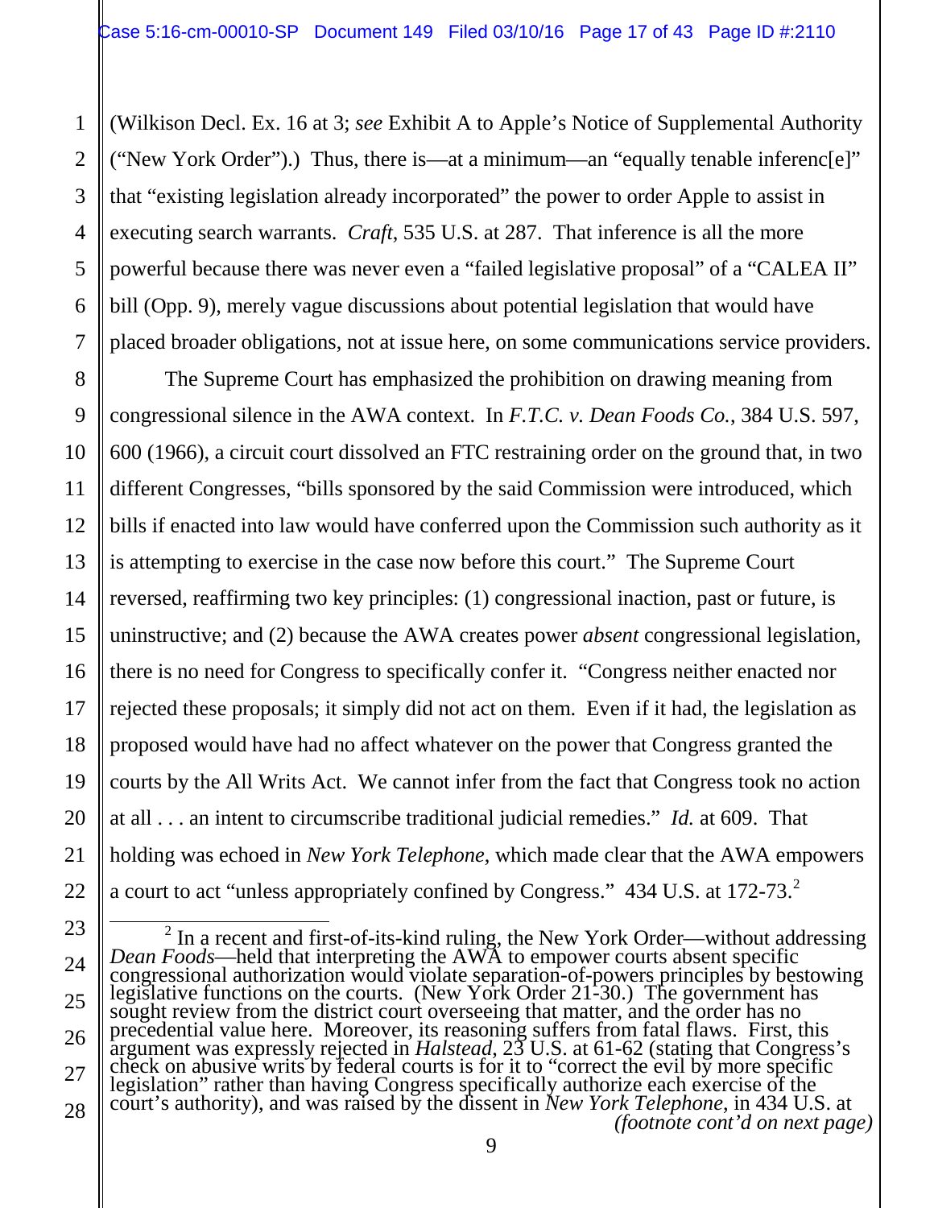(Wilkison Decl. Ex. 16 at 3; *see* Exhibit A to Apple's Notice of Supplemental Authority ("New York Order").) Thus, there is—at a minimum—an "equally tenable inferenc[e]" that "existing legislation already incorporated" the power to order Apple to assist in executing search warrants. *Craft*, 535 U.S. at 287. That inference is all the more powerful because there was never even a "failed legislative proposal" of a "CALEA II" bill (Opp. 9), merely vague discussions about potential legislation that would have placed broader obligations, not at issue here, on some communications service providers.

The Supreme Court has emphasized the prohibition on drawing meaning from congressional silence in the AWA context. In *F.T.C. v. Dean Foods Co.*, 384 U.S. 597, 600 (1966), a circuit court dissolved an FTC restraining order on the ground that, in two different Congresses, "bills sponsored by the said Commission were introduced, which bills if enacted into law would have conferred upon the Commission such authority as it is attempting to exercise in the case now before this court." The Supreme Court reversed, reaffirming two key principles: (1) congressional inaction, past or future, is uninstructive; and (2) because the AWA creates power *absent* congressional legislation, there is no need for Congress to specifically confer it. "Congress neither enacted nor rejected these proposals; it simply did not act on them. Even if it had, the legislation as proposed would have had no affect whatever on the power that Congress granted the courts by the All Writs Act. We cannot infer from the fact that Congress took no action at all . . . an intent to circumscribe traditional judicial remedies." *Id.* at 609. That holding was echoed in *New York Telephone*, which made clear that the AWA empowers a court to act "unless appropriately confined by Congress." 434 U.S. at 172-73.[2]

---

[2] In a recent and first-of-its-kind ruling, the New York Order—without addressing *Dean Foods*—held that interpreting the AWA to empower courts absent specific congressional authorization would violate separation-of-powers principles by bestowing legislative functions on the courts. (New York Order 21-30.) The government has sought review from the district court overseeing that matter, and the order has no precedential value here. Moreover, its reasoning suffers from fatal flaws. First, this argument was expressly rejected in *Halstead*, 23 U.S. at 61-62 (stating that Congress's check on abusive writs by federal courts is for it to "correct the evil by more specific legislation" rather than having Congress specifically authorize each exercise of the court's authority), and was raised by the dissent in *New York Telephone*, in 434 U.S. at *(footnote cont'd on next page)*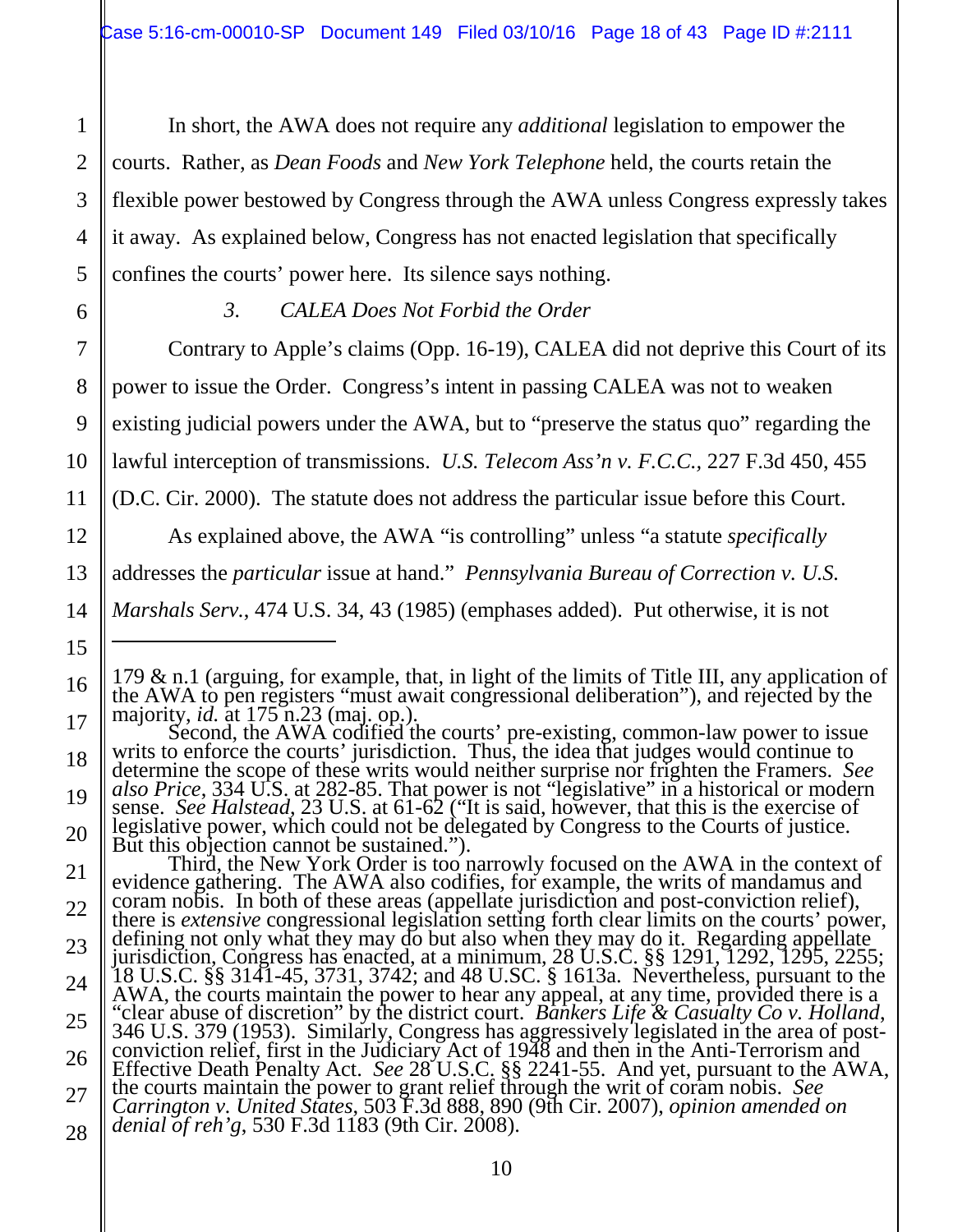In short, the AWA does not require any *additional* legislation to empower the courts. Rather, as *Dean Foods* and *New York Telephone* held, the courts retain the flexible power bestowed by Congress through the AWA unless Congress expressly takes it away. As explained below, Congress has not enacted legislation that specifically confines the courts' power here. Its silence says nothing.

### 3. *CALEA Does Not Forbid the Order*

Contrary to Apple's claims (Opp. 16-19), CALEA did not deprive this Court of its power to issue the Order. Congress's intent in passing CALEA was not to weaken existing judicial powers under the AWA, but to "preserve the status quo" regarding the lawful interception of transmissions. *U.S. Telecom Ass'n v. F.C.C.*, 227 F.3d 450, 455 (D.C. Cir. 2000). The statute does not address the particular issue before this Court.

As explained above, the AWA "is controlling" unless "a statute *specifically* addresses the *particular* issue at hand." *Pennsylvania Bureau of Correction v. U.S. Marshals Serv.*, 474 U.S. 34, 43 (1985) (emphases added). Put otherwise, it is not

---

179 & n.1 (arguing, for example, that, in light of the limits of Title III, any application of the AWA to pen registers "must await congressional deliberation"), and rejected by the majority, *id.* at 175 n.23 (maj. op.).

Second, the AWA codified the courts' pre-existing, common-law power to issue writs to enforce the courts' jurisdiction. Thus, the idea that judges would continue to determine the scope of these writs would neither surprise nor frighten the Framers. *See also Price*, 334 U.S. at 282-85. That power is not "legislative" in a historical or modern sense. *See Halstead*, 23 U.S. at 61-62 ("It is said, however, that this is the exercise of legislative power, which could not be delegated by Congress to the Courts of justice. But this objection cannot be sustained.").

Third, the New York Order is too narrowly focused on the AWA in the context of evidence gathering. The AWA also codifies, for example, the writs of mandamus and coram nobis. In both of these areas (appellate jurisdiction and post-conviction relief), there is *extensive* congressional legislation setting forth clear limits on the courts' power, defining not only what they may do but also when they may do it. Regarding appellate jurisdiction, Congress has enacted, at a minimum, 28 U.S.C. §§ 1291, 1292, 1295, 2255; 18 U.S.C. §§ 3141-45, 3731, 3742; and 48 U.SC. § 1613a. Nevertheless, pursuant to the AWA, the courts maintain the power to hear any appeal, at any time, provided there is a "clear abuse of discretion" by the district court. *Bankers Life & Casualty Co v. Holland*, 346 U.S. 379 (1953). Similarly, Congress has aggressively legislated in the area of post-conviction relief, first in the Judiciary Act of 1948 and then in the Anti-Terrorism and Effective Death Penalty Act. *See* 28 U.S.C. §§ 2241-55. And yet, pursuant to the AWA, the courts maintain the power to grant relief through the writ of coram nobis. *See Carrington v. United States*, 503 F.3d 888, 890 (9th Cir. 2007), *opinion amended on denial of reh'g*, 530 F.3d 1183 (9th Cir. 2008).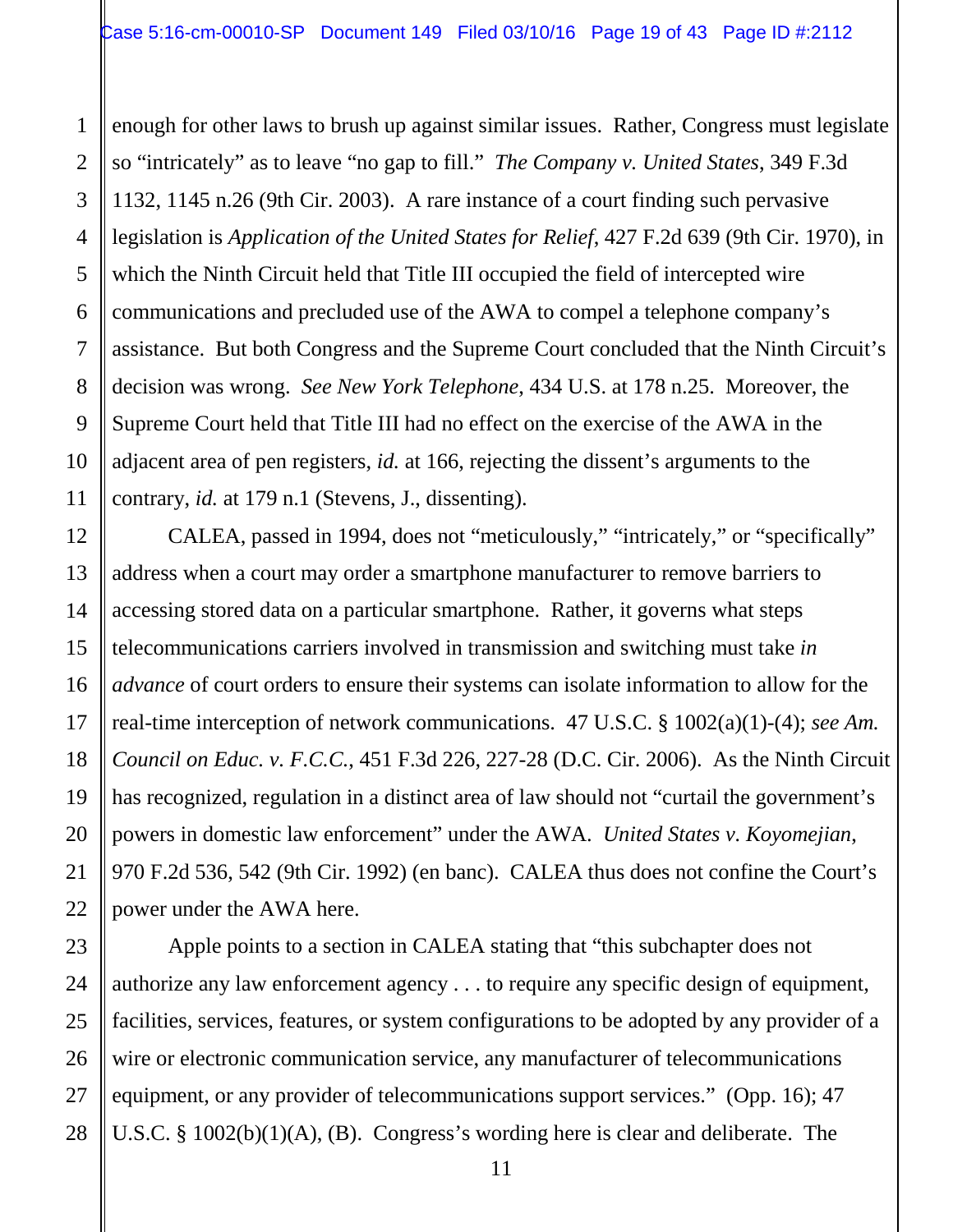enough for other laws to brush up against similar issues. Rather, Congress must legislate so "intricately" as to leave "no gap to fill." *The Company v. United States*, 349 F.3d 1132, 1145 n.26 (9th Cir. 2003). A rare instance of a court finding such pervasive legislation is *Application of the United States for Relief*, 427 F.2d 639 (9th Cir. 1970), in which the Ninth Circuit held that Title III occupied the field of intercepted wire communications and precluded use of the AWA to compel a telephone company's assistance. But both Congress and the Supreme Court concluded that the Ninth Circuit's decision was wrong. *See New York Telephone*, 434 U.S. at 178 n.25. Moreover, the Supreme Court held that Title III had no effect on the exercise of the AWA in the adjacent area of pen registers, *id.* at 166, rejecting the dissent's arguments to the contrary, *id.* at 179 n.1 (Stevens, J., dissenting).

CALEA, passed in 1994, does not "meticulously," "intricately," or "specifically" address when a court may order a smartphone manufacturer to remove barriers to accessing stored data on a particular smartphone. Rather, it governs what steps telecommunications carriers involved in transmission and switching must take *in advance* of court orders to ensure their systems can isolate information to allow for the real-time interception of network communications. 47 U.S.C. § 1002(a)(1)-(4); *see Am. Council on Educ. v. F.C.C.*, 451 F.3d 226, 227-28 (D.C. Cir. 2006). As the Ninth Circuit has recognized, regulation in a distinct area of law should not "curtail the government's powers in domestic law enforcement" under the AWA. *United States v. Koyomejian*, 970 F.2d 536, 542 (9th Cir. 1992) (en banc). CALEA thus does not confine the Court's power under the AWA here.

Apple points to a section in CALEA stating that "this subchapter does not authorize any law enforcement agency . . . to require any specific design of equipment, facilities, services, features, or system configurations to be adopted by any provider of a wire or electronic communication service, any manufacturer of telecommunications equipment, or any provider of telecommunications support services." (Opp. 16); 47 U.S.C. § 1002(b)(1)(A), (B). Congress's wording here is clear and deliberate. The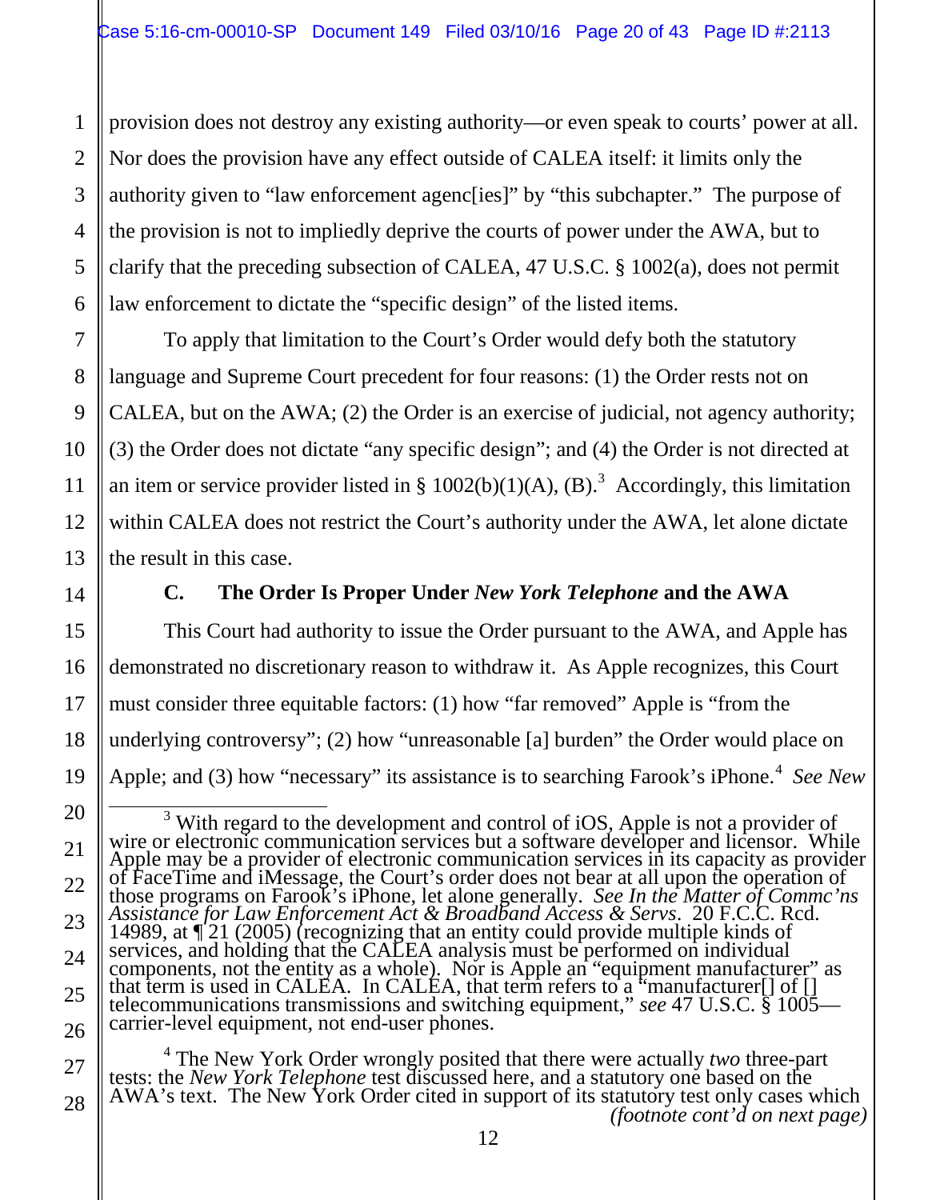provision does not destroy any existing authority—or even speak to courts' power at all. Nor does the provision have any effect outside of CALEA itself: it limits only the authority given to "law enforcement agenc[ies]" by "this subchapter." The purpose of the provision is not to impliedly deprive the courts of power under the AWA, but to clarify that the preceding subsection of CALEA, 47 U.S.C. § 1002(a), does not permit law enforcement to dictate the "specific design" of the listed items.

To apply that limitation to the Court's Order would defy both the statutory language and Supreme Court precedent for four reasons: (1) the Order rests not on CALEA, but on the AWA; (2) the Order is an exercise of judicial, not agency authority; (3) the Order does not dictate "any specific design"; and (4) the Order is not directed at an item or service provider listed in § 1002(b)(1)(A), (B).[3] Accordingly, this limitation within CALEA does not restrict the Court's authority under the AWA, let alone dictate the result in this case.

### C. The Order Is Proper Under *New York Telephone* and the AWA

This Court had authority to issue the Order pursuant to the AWA, and Apple has demonstrated no discretionary reason to withdraw it. As Apple recognizes, this Court must consider three equitable factors: (1) how "far removed" Apple is "from the underlying controversy"; (2) how "unreasonable [a] burden" the Order would place on Apple; and (3) how "necessary" its assistance is to searching Farook's iPhone.[4] *See New*

---

[3] With regard to the development and control of iOS, Apple is not a provider of wire or electronic communication services but a software developer and licensor. While Apple may be a provider of electronic communication services in its capacity as provider of FaceTime and iMessage, the Court's order does not bear at all upon the operation of those programs on Farook's iPhone, let alone generally. *See In the Matter of Commc'ns Assistance for Law Enforcement Act & Broadband Access & Servs*. 20 F.C.C. Rcd. 14989, at ¶ 21 (2005) (recognizing that an entity could provide multiple kinds of services, and holding that the CALEA analysis must be performed on individual components, not the entity as a whole). Nor is Apple an "equipment manufacturer" as that term is used in CALEA. In CALEA, that term refers to a "manufacturer[] of [] telecommunications transmissions and switching equipment," *see* 47 U.S.C. § 1005—carrier-level equipment, not end-user phones.

[4] The New York Order wrongly posited that there were actually *two* three-part tests: the *New York Telephone* test discussed here, and a statutory one based on the AWA's text. The New York Order cited in support of its statutory test only cases which *(footnote cont'd on next page)*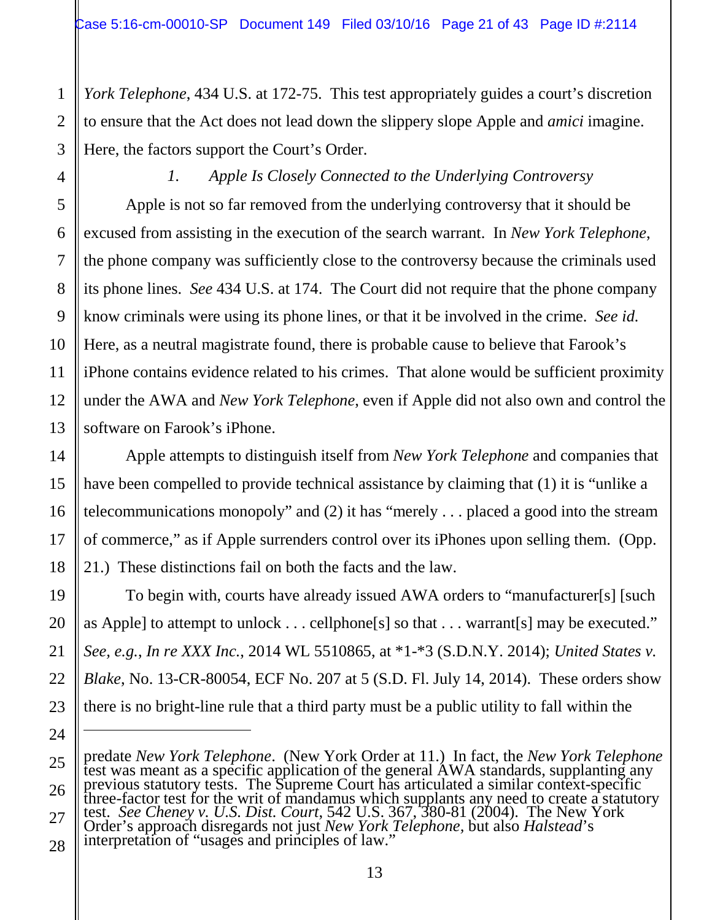*York Telephone*, 434 U.S. at 172-75. This test appropriately guides a court's discretion to ensure that the Act does not lead down the slippery slope Apple and *amici* imagine. Here, the factors support the Court's Order.

*1. Apple Is Closely Connected to the Underlying Controversy*

Apple is not so far removed from the underlying controversy that it should be excused from assisting in the execution of the search warrant. In *New York Telephone,* the phone company was sufficiently close to the controversy because the criminals used its phone lines. *See* 434 U.S. at 174. The Court did not require that the phone company know criminals were using its phone lines, or that it be involved in the crime. *See id.* Here, as a neutral magistrate found, there is probable cause to believe that Farook's iPhone contains evidence related to his crimes. That alone would be sufficient proximity under the AWA and *New York Telephone,* even if Apple did not also own and control the software on Farook's iPhone.

Apple attempts to distinguish itself from *New York Telephone* and companies that have been compelled to provide technical assistance by claiming that (1) it is "unlike a telecommunications monopoly" and (2) it has "merely . . . placed a good into the stream of commerce," as if Apple surrenders control over its iPhones upon selling them. (Opp. 21.) These distinctions fail on both the facts and the law.

To begin with, courts have already issued AWA orders to "manufacturer[s] [such as Apple] to attempt to unlock . . . cellphone[s] so that . . . warrant[s] may be executed." *See, e.g.*, *In re XXX Inc.*, 2014 WL 5510865, at *1-*3 (S.D.N.Y. 2014); *United States v. Blake*, No. 13-CR-80054, ECF No. 207 at 5 (S.D. Fl. July 14, 2014). These orders show there is no bright-line rule that a third party must be a public utility to fall within the

---

predate *New York Telephone*. (New York Order at 11.) In fact, the *New York Telephone* test was meant as a specific application of the general AWA standards, supplanting any previous statutory tests. The Supreme Court has articulated a similar context-specific three-factor test for the writ of mandamus which supplants any need to create a statutory test. *See Cheney v. U.S. Dist. Court,* 542 U.S. 367, 380-81 (2004). The New York Order's approach disregards not just *New York Telephone,* but also *Halstead*'s interpretation of "usages and principles of law."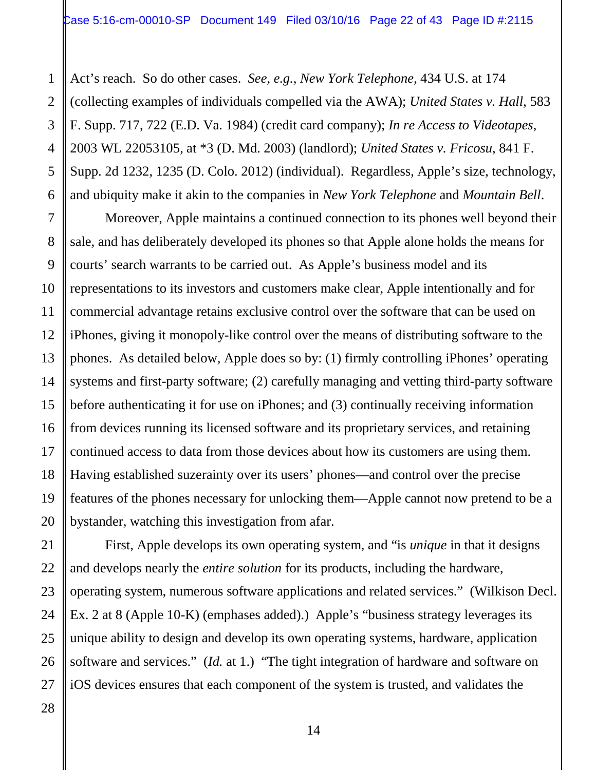Act's reach. So do other cases. *See, e.g.*, *New York Telephone*, 434 U.S. at 174 (collecting examples of individuals compelled via the AWA); *United States v. Hall*, 583 F. Supp. 717, 722 (E.D. Va. 1984) (credit card company); *In re Access to Videotapes*, 2003 WL 22053105, at *3 (D. Md. 2003) (landlord); *United States v. Fricosu*, 841 F. Supp. 2d 1232, 1235 (D. Colo. 2012) (individual). Regardless, Apple's size, technology, and ubiquity make it akin to the companies in *New York Telephone* and *Mountain Bell*.

Moreover, Apple maintains a continued connection to its phones well beyond their sale, and has deliberately developed its phones so that Apple alone holds the means for courts' search warrants to be carried out. As Apple's business model and its representations to its investors and customers make clear, Apple intentionally and for commercial advantage retains exclusive control over the software that can be used on iPhones, giving it monopoly-like control over the means of distributing software to the phones. As detailed below, Apple does so by: (1) firmly controlling iPhones' operating systems and first-party software; (2) carefully managing and vetting third-party software before authenticating it for use on iPhones; and (3) continually receiving information from devices running its licensed software and its proprietary services, and retaining continued access to data from those devices about how its customers are using them. Having established suzerainty over its users' phones—and control over the precise features of the phones necessary for unlocking them—Apple cannot now pretend to be a bystander, watching this investigation from afar.

First, Apple develops its own operating system, and "is *unique* in that it designs and develops nearly the *entire solution* for its products, including the hardware, operating system, numerous software applications and related services." (Wilkison Decl. Ex. 2 at 8 (Apple 10-K) (emphases added).) Apple's "business strategy leverages its unique ability to design and develop its own operating systems, hardware, application software and services." (*Id.* at 1.) "The tight integration of hardware and software on iOS devices ensures that each component of the system is trusted, and validates the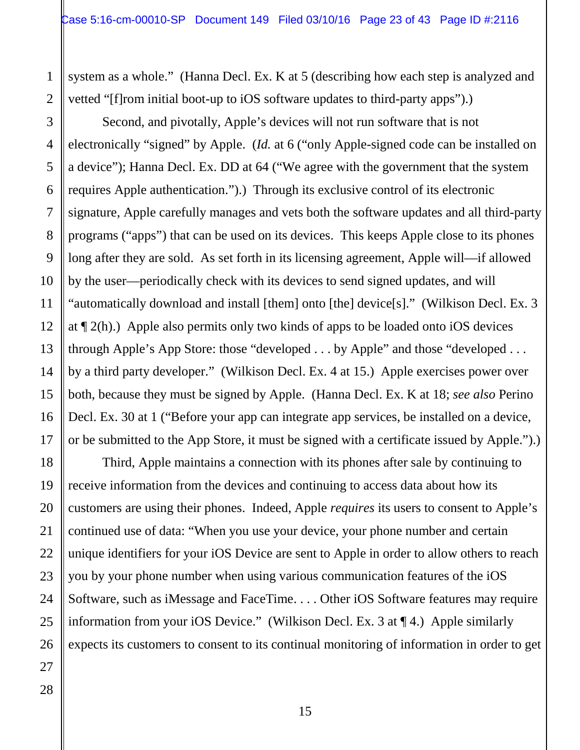system as a whole." (Hanna Decl. Ex. K at 5 (describing how each step is analyzed and vetted "[f]rom initial boot-up to iOS software updates to third-party apps").)

Second, and pivotally, Apple's devices will not run software that is not electronically "signed" by Apple. (*Id.* at 6 ("only Apple-signed code can be installed on a device"); Hanna Decl. Ex. DD at 64 ("We agree with the government that the system requires Apple authentication.").) Through its exclusive control of its electronic signature, Apple carefully manages and vets both the software updates and all third-party programs ("apps") that can be used on its devices. This keeps Apple close to its phones long after they are sold. As set forth in its licensing agreement, Apple will—if allowed by the user—periodically check with its devices to send signed updates, and will "automatically download and install [them] onto [the] device[s]." (Wilkison Decl. Ex. 3 at ¶ 2(h).) Apple also permits only two kinds of apps to be loaded onto iOS devices through Apple's App Store: those "developed . . . by Apple" and those "developed . . . by a third party developer." (Wilkison Decl. Ex. 4 at 15.) Apple exercises power over both, because they must be signed by Apple. (Hanna Decl. Ex. K at 18; *see also* Perino Decl. Ex. 30 at 1 ("Before your app can integrate app services, be installed on a device, or be submitted to the App Store, it must be signed with a certificate issued by Apple.").)

Third, Apple maintains a connection with its phones after sale by continuing to receive information from the devices and continuing to access data about how its customers are using their phones. Indeed, Apple *requires* its users to consent to Apple's continued use of data: "When you use your device, your phone number and certain unique identifiers for your iOS Device are sent to Apple in order to allow others to reach you by your phone number when using various communication features of the iOS Software, such as iMessage and FaceTime. . . . Other iOS Software features may require information from your iOS Device." (Wilkison Decl. Ex. 3 at ¶ 4.) Apple similarly expects its customers to consent to its continual monitoring of information in order to get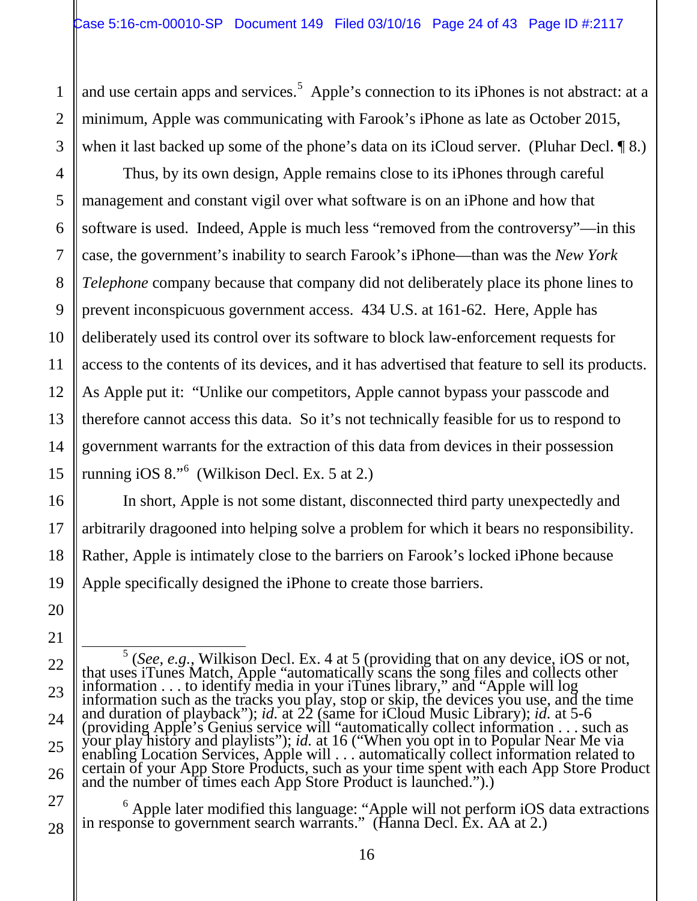and use certain apps and services.[5] Apple's connection to its iPhones is not abstract: at a minimum, Apple was communicating with Farook's iPhone as late as October 2015, when it last backed up some of the phone's data on its iCloud server. (Pluhar Decl. ¶ 8.)

Thus, by its own design, Apple remains close to its iPhones through careful management and constant vigil over what software is on an iPhone and how that software is used. Indeed, Apple is much less "removed from the controversy"—in this case, the government's inability to search Farook's iPhone—than was the *New York Telephone* company because that company did not deliberately place its phone lines to prevent inconspicuous government access. 434 U.S. at 161-62. Here, Apple has deliberately used its control over its software to block law-enforcement requests for access to the contents of its devices, and it has advertised that feature to sell its products. As Apple put it: "Unlike our competitors, Apple cannot bypass your passcode and therefore cannot access this data. So it's not technically feasible for us to respond to government warrants for the extraction of this data from devices in their possession running iOS 8."[6] (Wilkison Decl. Ex. 5 at 2.)

In short, Apple is not some distant, disconnected third party unexpectedly and arbitrarily dragooned into helping solve a problem for which it bears no responsibility. Rather, Apple is intimately close to the barriers on Farook's locked iPhone because Apple specifically designed the iPhone to create those barriers.

---

[5] (*See, e.g.*, Wilkison Decl. Ex. 4 at 5 (providing that on any device, iOS or not, that uses iTunes Match, Apple "automatically scans the song files and collects other information . . . to identify media in your iTunes library," and "Apple will log information such as the tracks you play, stop or skip, the devices you use, and the time and duration of playback"); *id.* at 22 (same for iCloud Music Library); *id.* at 5-6 (providing Apple's Genius service will "automatically collect information . . . such as your play history and playlists"); *id.* at 16 ("When you opt in to Popular Near Me via enabling Location Services, Apple will . . . automatically collect information related to certain of your App Store Products, such as your time spent with each App Store Product and the number of times each App Store Product is launched.").)

[6] Apple later modified this language: "Apple will not perform iOS data extractions in response to government search warrants." (Hanna Decl. Ex. AA at 2.)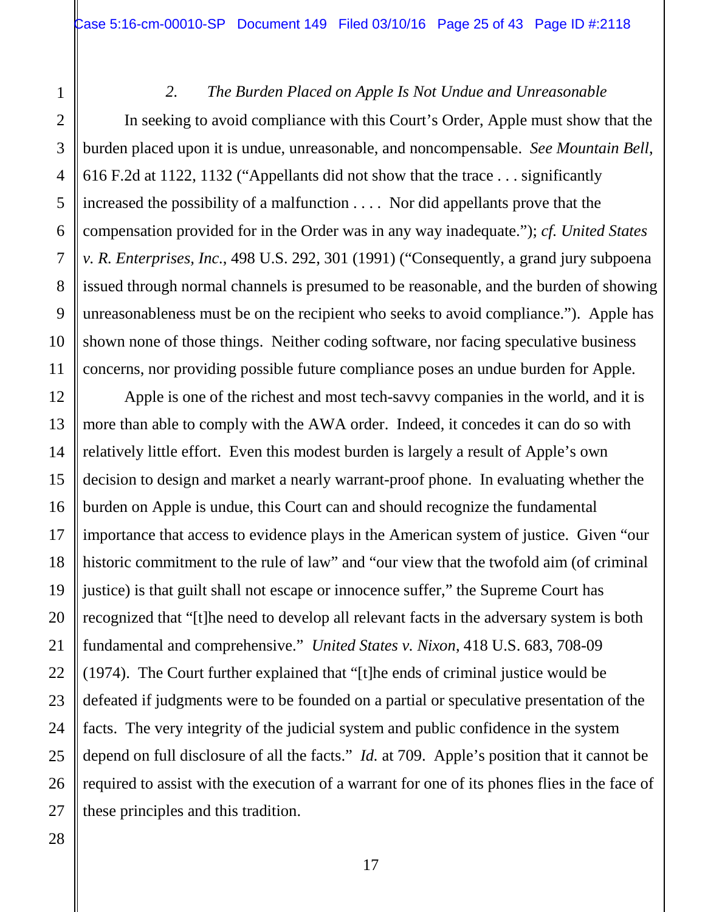### *2. The Burden Placed on Apple Is Not Undue and Unreasonable*

In seeking to avoid compliance with this Court's Order, Apple must show that the burden placed upon it is undue, unreasonable, and noncompensable. *See Mountain Bell*, 616 F.2d at 1122, 1132 ("Appellants did not show that the trace . . . significantly increased the possibility of a malfunction . . . . Nor did appellants prove that the compensation provided for in the Order was in any way inadequate."); *cf. United States v. R. Enterprises, Inc.*, 498 U.S. 292, 301 (1991) ("Consequently, a grand jury subpoena issued through normal channels is presumed to be reasonable, and the burden of showing unreasonableness must be on the recipient who seeks to avoid compliance."). Apple has shown none of those things. Neither coding software, nor facing speculative business concerns, nor providing possible future compliance poses an undue burden for Apple.

Apple is one of the richest and most tech-savvy companies in the world, and it is more than able to comply with the AWA order. Indeed, it concedes it can do so with relatively little effort. Even this modest burden is largely a result of Apple's own decision to design and market a nearly warrant-proof phone. In evaluating whether the burden on Apple is undue, this Court can and should recognize the fundamental importance that access to evidence plays in the American system of justice. Given "our historic commitment to the rule of law" and "our view that the twofold aim (of criminal justice) is that guilt shall not escape or innocence suffer," the Supreme Court has recognized that "[t]he need to develop all relevant facts in the adversary system is both fundamental and comprehensive." *United States v. Nixon*, 418 U.S. 683, 708-09 (1974). The Court further explained that "[t]he ends of criminal justice would be defeated if judgments were to be founded on a partial or speculative presentation of the facts. The very integrity of the judicial system and public confidence in the system depend on full disclosure of all the facts." *Id.* at 709. Apple's position that it cannot be required to assist with the execution of a warrant for one of its phones flies in the face of these principles and this tradition.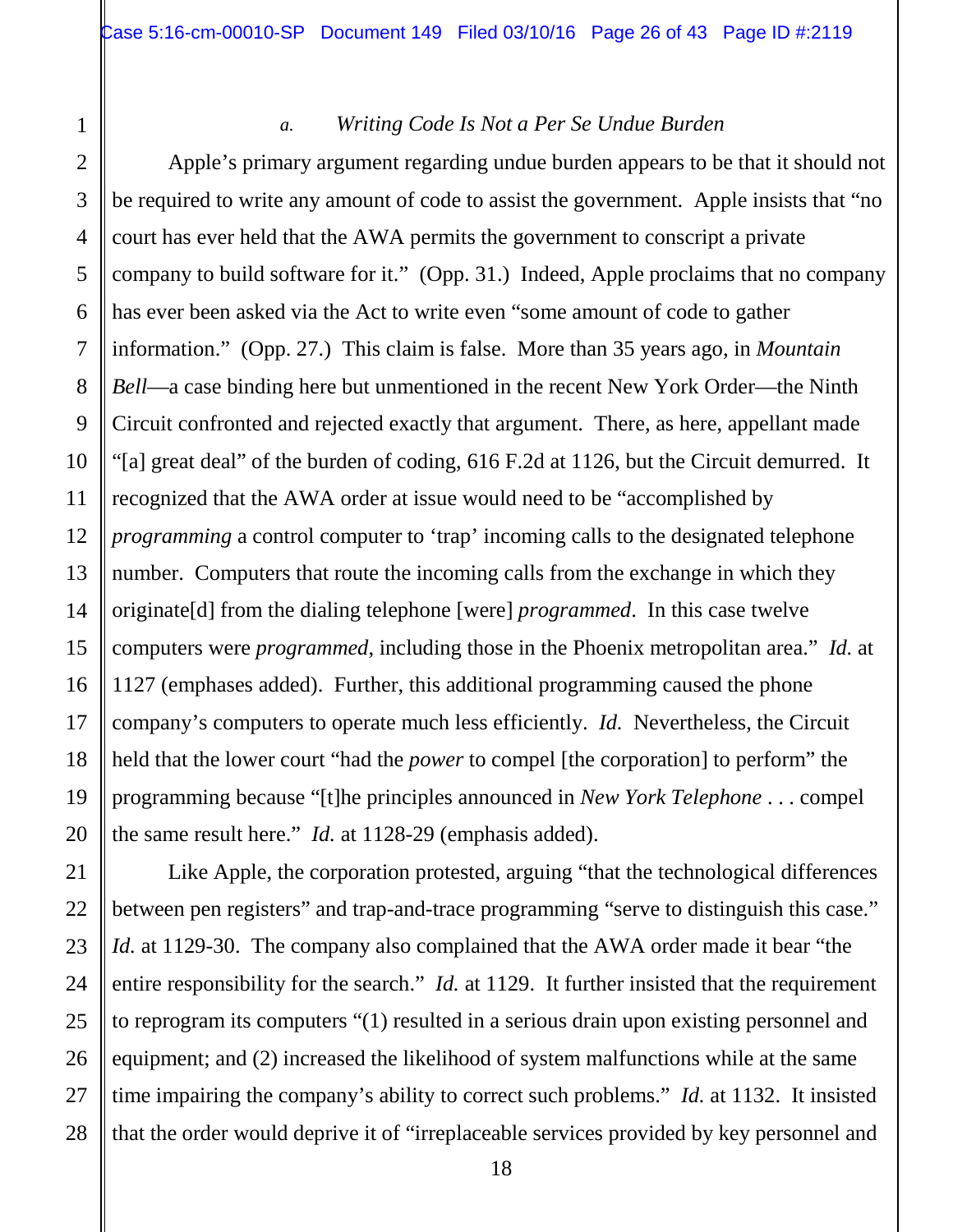### *a. Writing Code Is Not a Per Se Undue Burden*

Apple's primary argument regarding undue burden appears to be that it should not be required to write any amount of code to assist the government. Apple insists that "no court has ever held that the AWA permits the government to conscript a private company to build software for it." (Opp. 31.) Indeed, Apple proclaims that no company has ever been asked via the Act to write even "some amount of code to gather information." (Opp. 27.) This claim is false. More than 35 years ago, in *Mountain Bell*—a case binding here but unmentioned in the recent New York Order—the Ninth Circuit confronted and rejected exactly that argument. There, as here, appellant made "[a] great deal" of the burden of coding, 616 F.2d at 1126, but the Circuit demurred. It recognized that the AWA order at issue would need to be "accomplished by *programming* a control computer to 'trap' incoming calls to the designated telephone number. Computers that route the incoming calls from the exchange in which they originate[d] from the dialing telephone [were] *programmed*. In this case twelve computers were *programmed*, including those in the Phoenix metropolitan area." *Id.* at 1127 (emphases added). Further, this additional programming caused the phone company's computers to operate much less efficiently. *Id.* Nevertheless, the Circuit held that the lower court "had the *power* to compel [the corporation] to perform" the programming because "[t]he principles announced in *New York Telephone* . . . compel the same result here." *Id.* at 1128-29 (emphasis added).

Like Apple, the corporation protested, arguing "that the technological differences between pen registers" and trap-and-trace programming "serve to distinguish this case." *Id.* at 1129-30. The company also complained that the AWA order made it bear "the entire responsibility for the search." *Id.* at 1129. It further insisted that the requirement to reprogram its computers "(1) resulted in a serious drain upon existing personnel and equipment; and (2) increased the likelihood of system malfunctions while at the same time impairing the company's ability to correct such problems." *Id.* at 1132. It insisted that the order would deprive it of "irreplaceable services provided by key personnel and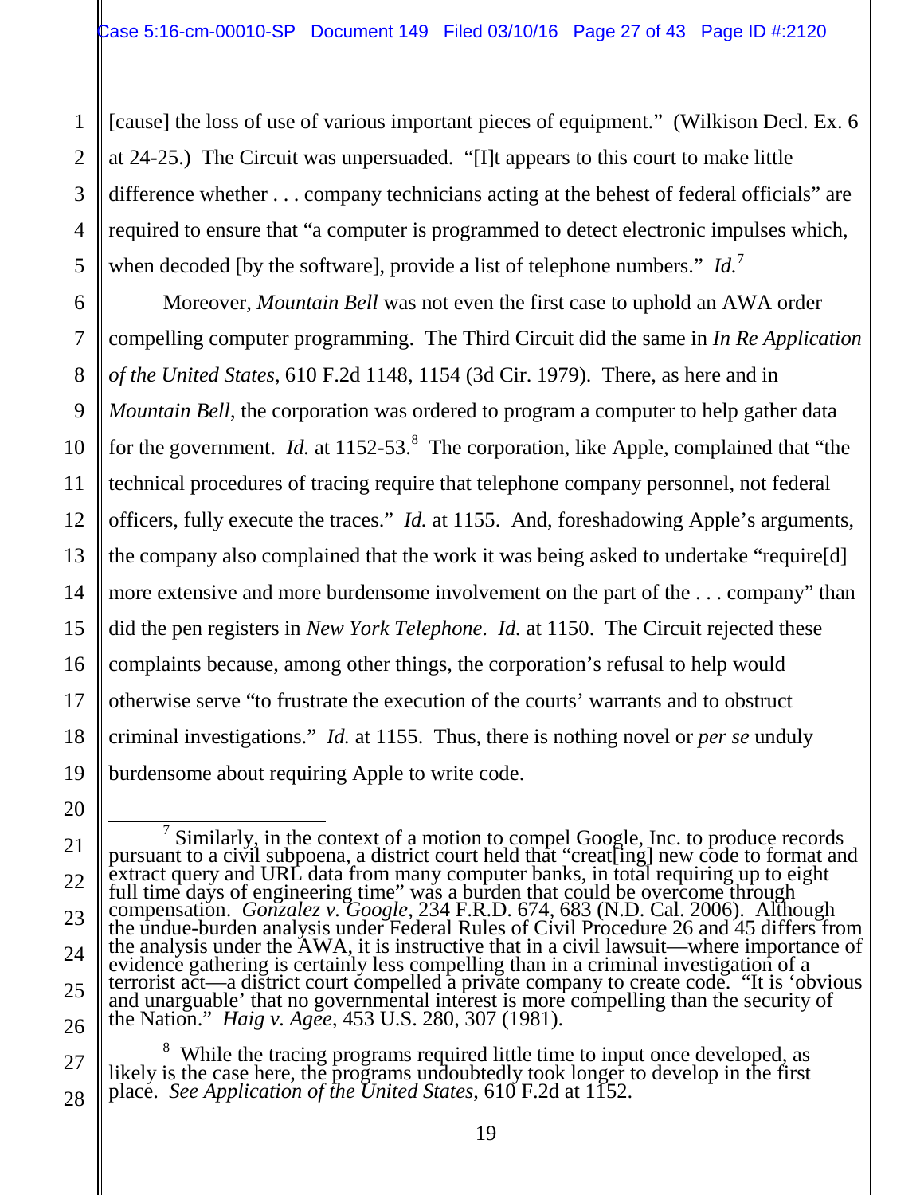[cause] the loss of use of various important pieces of equipment." (Wilkison Decl. Ex. 6 at 24-25.) The Circuit was unpersuaded. "[I]t appears to this court to make little difference whether . . . company technicians acting at the behest of federal officials" are required to ensure that "a computer is programmed to detect electronic impulses which, when decoded [by the software], provide a list of telephone numbers." *Id.*[7]

Moreover, *Mountain Bell* was not even the first case to uphold an AWA order compelling computer programming. The Third Circuit did the same in *In Re Application of the United States*, 610 F.2d 1148, 1154 (3d Cir. 1979). There, as here and in *Mountain Bell*, the corporation was ordered to program a computer to help gather data for the government. *Id.* at 1152-53.[8] The corporation, like Apple, complained that "the technical procedures of tracing require that telephone company personnel, not federal officers, fully execute the traces." *Id.* at 1155. And, foreshadowing Apple's arguments, the company also complained that the work it was being asked to undertake "require[d] more extensive and more burdensome involvement on the part of the . . . company" than did the pen registers in *New York Telephone*. *Id.* at 1150. The Circuit rejected these complaints because, among other things, the corporation's refusal to help would otherwise serve "to frustrate the execution of the courts' warrants and to obstruct criminal investigations." *Id.* at 1155. Thus, there is nothing novel or *per se* unduly burdensome about requiring Apple to write code.

---

[7] Similarly, in the context of a motion to compel Google, Inc. to produce records pursuant to a civil subpoena, a district court held that "creat[ing] new code to format and extract query and URL data from many computer banks, in total requiring up to eight full time days of engineering time" was a burden that could be overcome through compensation. *Gonzalez v. Google*, 234 F.R.D. 674, 683 (N.D. Cal. 2006). Although the undue-burden analysis under Federal Rules of Civil Procedure 26 and 45 differs from the analysis under the AWA, it is instructive that in a civil lawsuit—where importance of evidence gathering is certainly less compelling than in a criminal investigation of a terrorist act—a district court compelled a private company to create code. "It is 'obvious and unarguable' that no governmental interest is more compelling than the security of the Nation." *Haig v. Agee*, 453 U.S. 280, 307 (1981).

[8] While the tracing programs required little time to input once developed, as likely is the case here, the programs undoubtedly took longer to develop in the first place. *See Application of the United States*, 610 F.2d at 1152.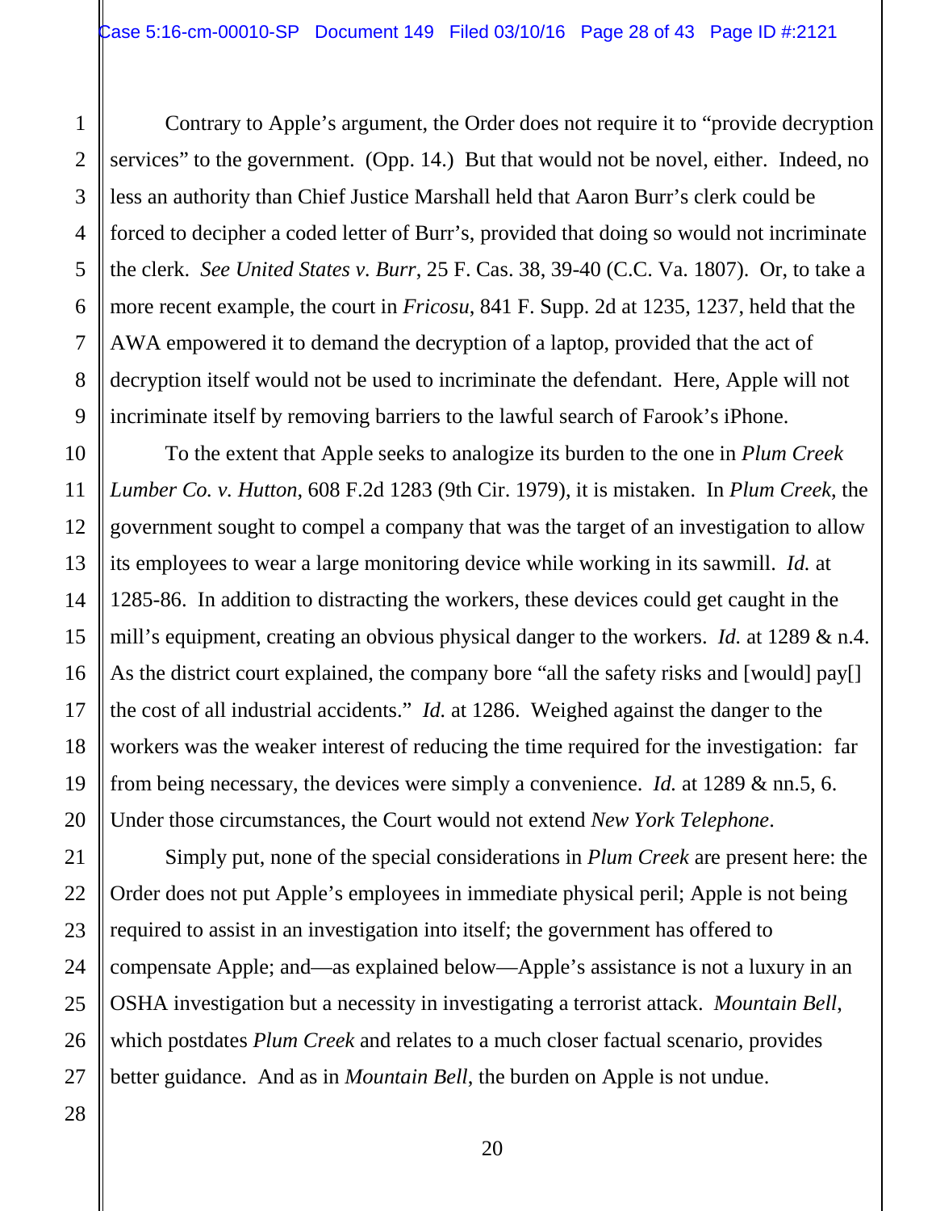Contrary to Apple's argument, the Order does not require it to "provide decryption services" to the government. (Opp. 14.) But that would not be novel, either. Indeed, no less an authority than Chief Justice Marshall held that Aaron Burr's clerk could be forced to decipher a coded letter of Burr's, provided that doing so would not incriminate the clerk. *See United States v. Burr*, 25 F. Cas. 38, 39-40 (C.C. Va. 1807). Or, to take a more recent example, the court in *Fricosu*, 841 F. Supp. 2d at 1235, 1237, held that the AWA empowered it to demand the decryption of a laptop, provided that the act of decryption itself would not be used to incriminate the defendant. Here, Apple will not incriminate itself by removing barriers to the lawful search of Farook's iPhone.

To the extent that Apple seeks to analogize its burden to the one in *Plum Creek Lumber Co. v. Hutton*, 608 F.2d 1283 (9th Cir. 1979), it is mistaken. In *Plum Creek*, the government sought to compel a company that was the target of an investigation to allow its employees to wear a large monitoring device while working in its sawmill. *Id.* at 1285-86. In addition to distracting the workers, these devices could get caught in the mill's equipment, creating an obvious physical danger to the workers. *Id.* at 1289 & n.4. As the district court explained, the company bore "all the safety risks and [would] pay[] the cost of all industrial accidents." *Id.* at 1286. Weighed against the danger to the workers was the weaker interest of reducing the time required for the investigation: far from being necessary, the devices were simply a convenience. *Id.* at 1289 & nn.5, 6. Under those circumstances, the Court would not extend *New York Telephone*.

Simply put, none of the special considerations in *Plum Creek* are present here: the Order does not put Apple's employees in immediate physical peril; Apple is not being required to assist in an investigation into itself; the government has offered to compensate Apple; and—as explained below—Apple's assistance is not a luxury in an OSHA investigation but a necessity in investigating a terrorist attack. *Mountain Bell*, which postdates *Plum Creek* and relates to a much closer factual scenario, provides better guidance. And as in *Mountain Bell*, the burden on Apple is not undue.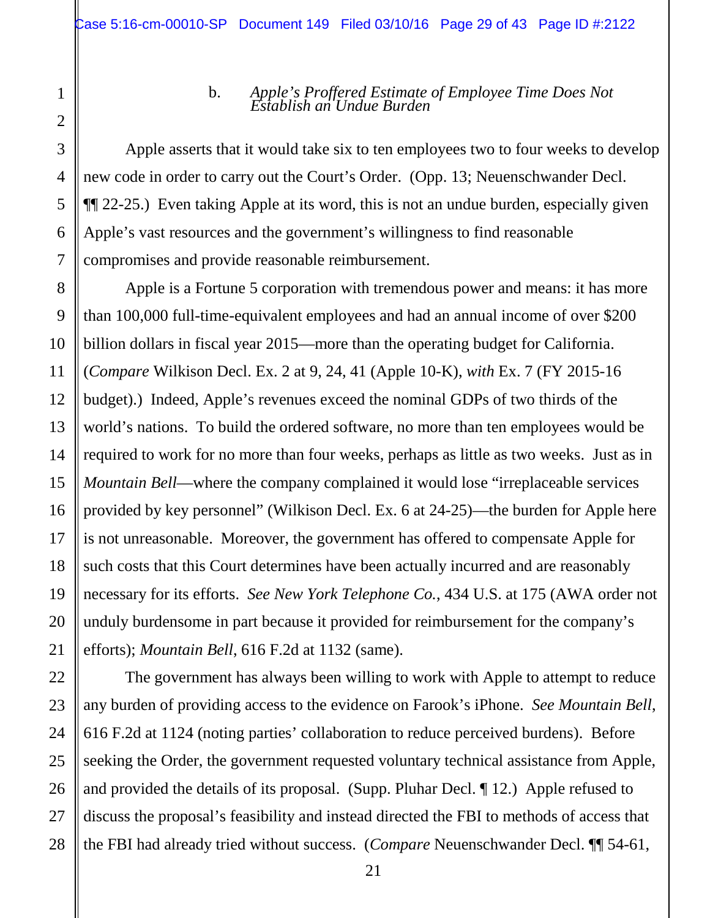### b. *Apple's Proffered Estimate of Employee Time Does Not Establish an Undue Burden*

Apple asserts that it would take six to ten employees two to four weeks to develop new code in order to carry out the Court's Order. (Opp. 13; Neuenschwander Decl. ¶¶ 22-25.) Even taking Apple at its word, this is not an undue burden, especially given Apple's vast resources and the government's willingness to find reasonable compromises and provide reasonable reimbursement.

Apple is a Fortune 5 corporation with tremendous power and means: it has more than 100,000 full-time-equivalent employees and had an annual income of over $200 billion dollars in fiscal year 2015—more than the operating budget for California. (*Compare* Wilkison Decl. Ex. 2 at 9, 24, 41 (Apple 10-K), *with* Ex. 7 (FY 2015-16 budget).) Indeed, Apple's revenues exceed the nominal GDPs of two thirds of the world's nations. To build the ordered software, no more than ten employees would be required to work for no more than four weeks, perhaps as little as two weeks. Just as in *Mountain Bell*—where the company complained it would lose "irreplaceable services provided by key personnel" (Wilkison Decl. Ex. 6 at 24-25)—the burden for Apple here is not unreasonable. Moreover, the government has offered to compensate Apple for such costs that this Court determines have been actually incurred and are reasonably necessary for its efforts. *See New York Telephone Co.*, 434 U.S. at 175 (AWA order not unduly burdensome in part because it provided for reimbursement for the company's efforts); *Mountain Bell*, 616 F.2d at 1132 (same).

The government has always been willing to work with Apple to attempt to reduce any burden of providing access to the evidence on Farook's iPhone. *See Mountain Bell*, 616 F.2d at 1124 (noting parties' collaboration to reduce perceived burdens). Before seeking the Order, the government requested voluntary technical assistance from Apple, and provided the details of its proposal. (Supp. Pluhar Decl. ¶ 12.) Apple refused to discuss the proposal's feasibility and instead directed the FBI to methods of access that the FBI had already tried without success. (*Compare* Neuenschwander Decl. ¶¶ 54-61,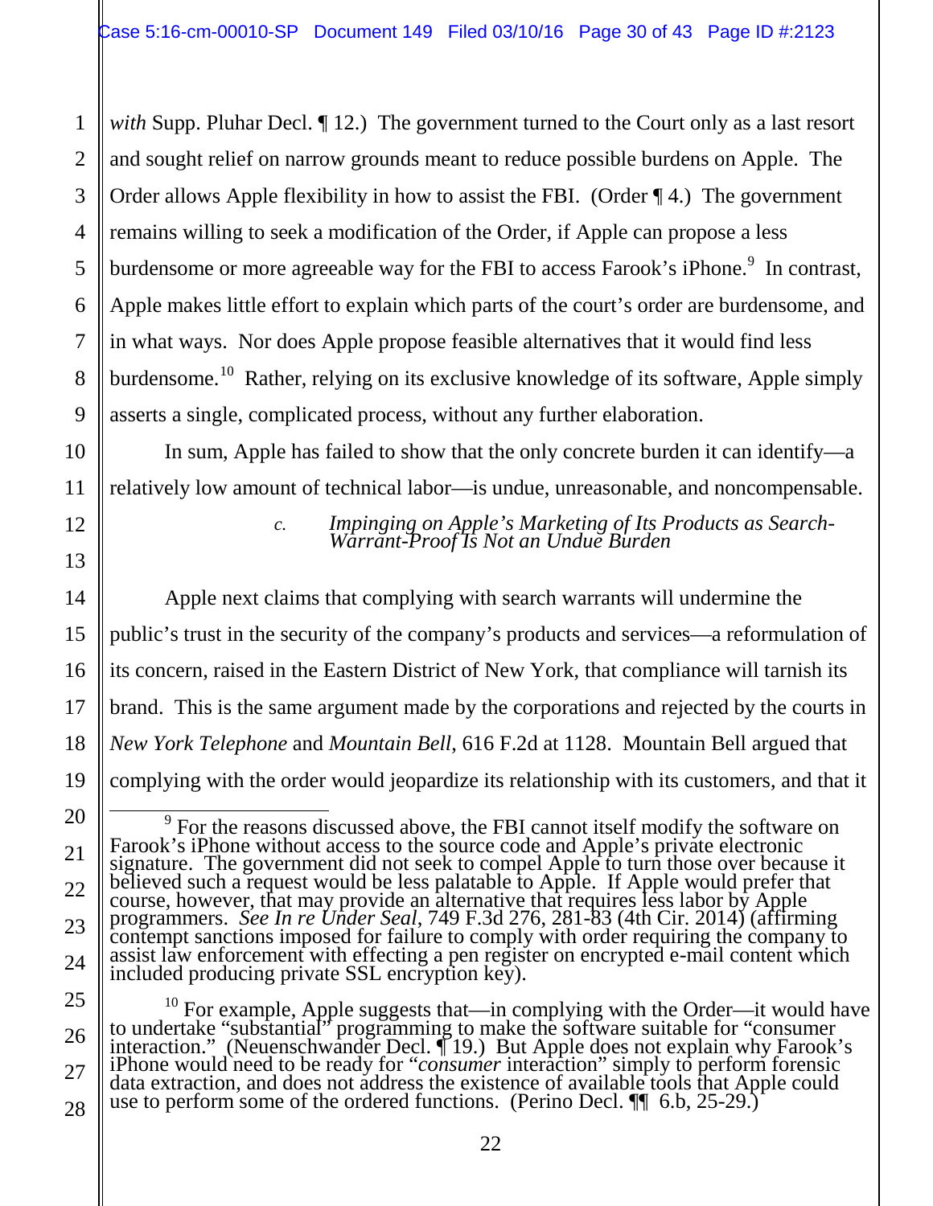*with* Supp. Pluhar Decl. ¶ 12.) The government turned to the Court only as a last resort and sought relief on narrow grounds meant to reduce possible burdens on Apple. The Order allows Apple flexibility in how to assist the FBI. (Order ¶ 4.) The government remains willing to seek a modification of the Order, if Apple can propose a less burdensome or more agreeable way for the FBI to access Farook's iPhone.[9] In contrast, Apple makes little effort to explain which parts of the court's order are burdensome, and in what ways. Nor does Apple propose feasible alternatives that it would find less burdensome.[10] Rather, relying on its exclusive knowledge of its software, Apple simply asserts a single, complicated process, without any further elaboration.

In sum, Apple has failed to show that the only concrete burden it can identify—a relatively low amount of technical labor—is undue, unreasonable, and noncompensable.

##### c. *Impinging on Apple's Marketing of Its Products as Search-Warrant-Proof Is Not an Undue Burden*

Apple next claims that complying with search warrants will undermine the public's trust in the security of the company's products and services—a reformulation of its concern, raised in the Eastern District of New York, that compliance will tarnish its brand. This is the same argument made by the corporations and rejected by the courts in *New York Telephone* and *Mountain Bell*, 616 F.2d at 1128. Mountain Bell argued that complying with the order would jeopardize its relationship with its customers, and that it

---

[9] For the reasons discussed above, the FBI cannot itself modify the software on Farook's iPhone without access to the source code and Apple's private electronic signature. The government did not seek to compel Apple to turn those over because it believed such a request would be less palatable to Apple. If Apple would prefer that course, however, that may provide an alternative that requires less labor by Apple programmers. *See In re Under Seal*, 749 F.3d 276, 281-83 (4th Cir. 2014) (affirming contempt sanctions imposed for failure to comply with order requiring the company to assist law enforcement with effecting a pen register on encrypted e-mail content which included producing private SSL encryption key).

[10] For example, Apple suggests that—in complying with the Order—it would have to undertake "substantial" programming to make the software suitable for "consumer interaction." (Neuenschwander Decl. ¶ 19.) But Apple does not explain why Farook's iPhone would need to be ready for "*consumer* interaction" simply to perform forensic data extraction, and does not address the existence of available tools that Apple could use to perform some of the ordered functions. (Perino Decl. ¶¶ 6.b, 25-29.)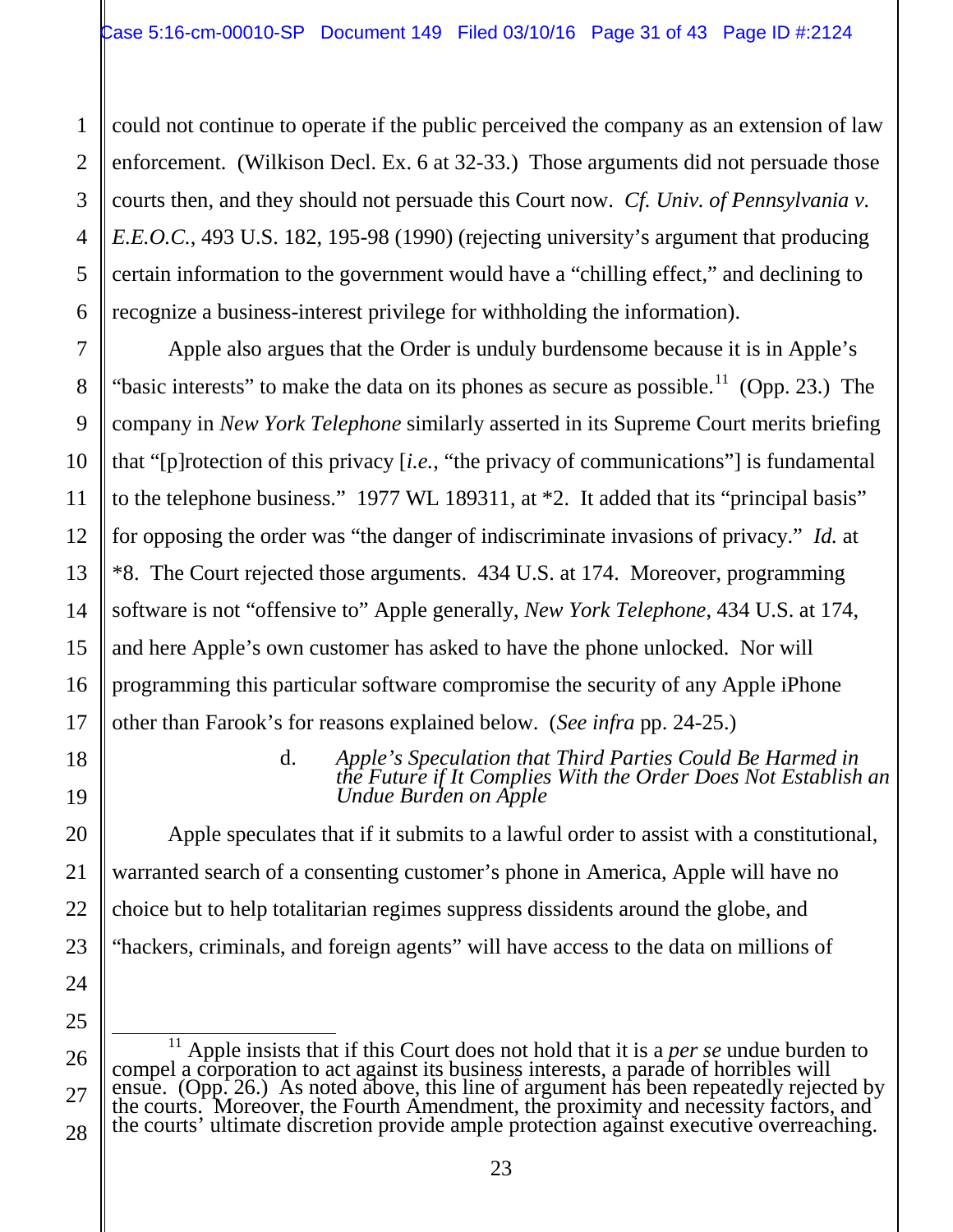could not continue to operate if the public perceived the company as an extension of law enforcement. (Wilkison Decl. Ex. 6 at 32-33.) Those arguments did not persuade those courts then, and they should not persuade this Court now. *Cf. Univ. of Pennsylvania v. E.E.O.C.*, 493 U.S. 182, 195-98 (1990) (rejecting university's argument that producing certain information to the government would have a "chilling effect," and declining to recognize a business-interest privilege for withholding the information).

Apple also argues that the Order is unduly burdensome because it is in Apple's "basic interests" to make the data on its phones as secure as possible.[11] (Opp. 23.) The company in *New York Telephone* similarly asserted in its Supreme Court merits briefing that "[p]rotection of this privacy [*i.e.*, "the privacy of communications"] is fundamental to the telephone business." 1977 WL 189311, at *2. It added that its "principal basis" for opposing the order was "the danger of indiscriminate invasions of privacy." *Id.* at *8. The Court rejected those arguments. 434 U.S. at 174. Moreover, programming software is not "offensive to" Apple generally, *New York Telephone*, 434 U.S. at 174, and here Apple's own customer has asked to have the phone unlocked. Nor will programming this particular software compromise the security of any Apple iPhone other than Farook's for reasons explained below. (*See infra* pp. 24-25.)

d. *Apple's Speculation that Third Parties Could Be Harmed in the Future if It Complies With the Order Does Not Establish an Undue Burden on Apple*

Apple speculates that if it submits to a lawful order to assist with a constitutional, warranted search of a consenting customer's phone in America, Apple will have no choice but to help totalitarian regimes suppress dissidents around the globe, and "hackers, criminals, and foreign agents" will have access to the data on millions of

---

[11] Apple insists that if this Court does not hold that it is a *per se* undue burden to compel a corporation to act against its business interests, a parade of horribles will ensue. (Opp. 26.) As noted above, this line of argument has been repeatedly rejected by the courts. Moreover, the Fourth Amendment, the proximity and necessity factors, and the courts' ultimate discretion provide ample protection against executive overreaching.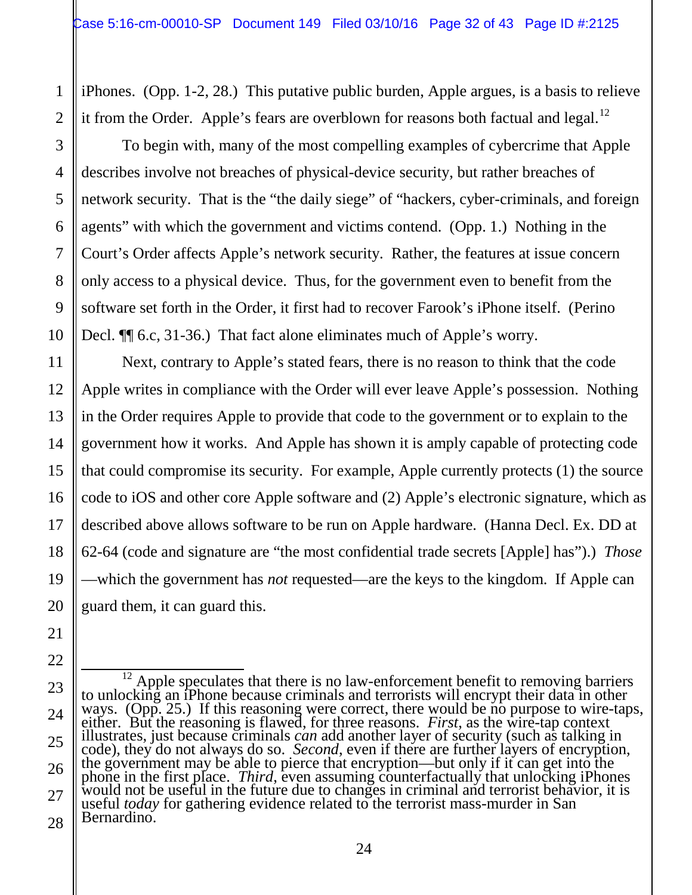iPhones. (Opp. 1-2, 28.) This putative public burden, Apple argues, is a basis to relieve it from the Order. Apple's fears are overblown for reasons both factual and legal.[12]

To begin with, many of the most compelling examples of cybercrime that Apple describes involve not breaches of physical-device security, but rather breaches of network security. That is the "the daily siege" of "hackers, cyber-criminals, and foreign agents" with which the government and victims contend. (Opp. 1.) Nothing in the Court's Order affects Apple's network security. Rather, the features at issue concern only access to a physical device. Thus, for the government even to benefit from the software set forth in the Order, it first had to recover Farook's iPhone itself. (Perino Decl. ¶¶ 6.c, 31-36.) That fact alone eliminates much of Apple's worry.

Next, contrary to Apple's stated fears, there is no reason to think that the code Apple writes in compliance with the Order will ever leave Apple's possession. Nothing in the Order requires Apple to provide that code to the government or to explain to the government how it works. And Apple has shown it is amply capable of protecting code that could compromise its security. For example, Apple currently protects (1) the source code to iOS and other core Apple software and (2) Apple's electronic signature, which as described above allows software to be run on Apple hardware. (Hanna Decl. Ex. DD at 62-64 (code and signature are "the most confidential trade secrets [Apple] has").) *Those* —which the government has *not* requested—are the keys to the kingdom. If Apple can guard them, it can guard this.

---

[12] Apple speculates that there is no law-enforcement benefit to removing barriers to unlocking an iPhone because criminals and terrorists will encrypt their data in other ways. (Opp. 25.) If this reasoning were correct, there would be no purpose to wire-taps, either. But the reasoning is flawed, for three reasons. *First*, as the wire-tap context illustrates, just because criminals *can* add another layer of security (such as talking in code), they do not always do so. *Second*, even if there are further layers of encryption, the government may be able to pierce that encryption—but only if it can get into the phone in the first place. *Third*, even assuming counterfactually that unlocking iPhones would not be useful in the future due to changes in criminal and terrorist behavior, it is useful *today* for gathering evidence related to the terrorist mass-murder in San Bernardino.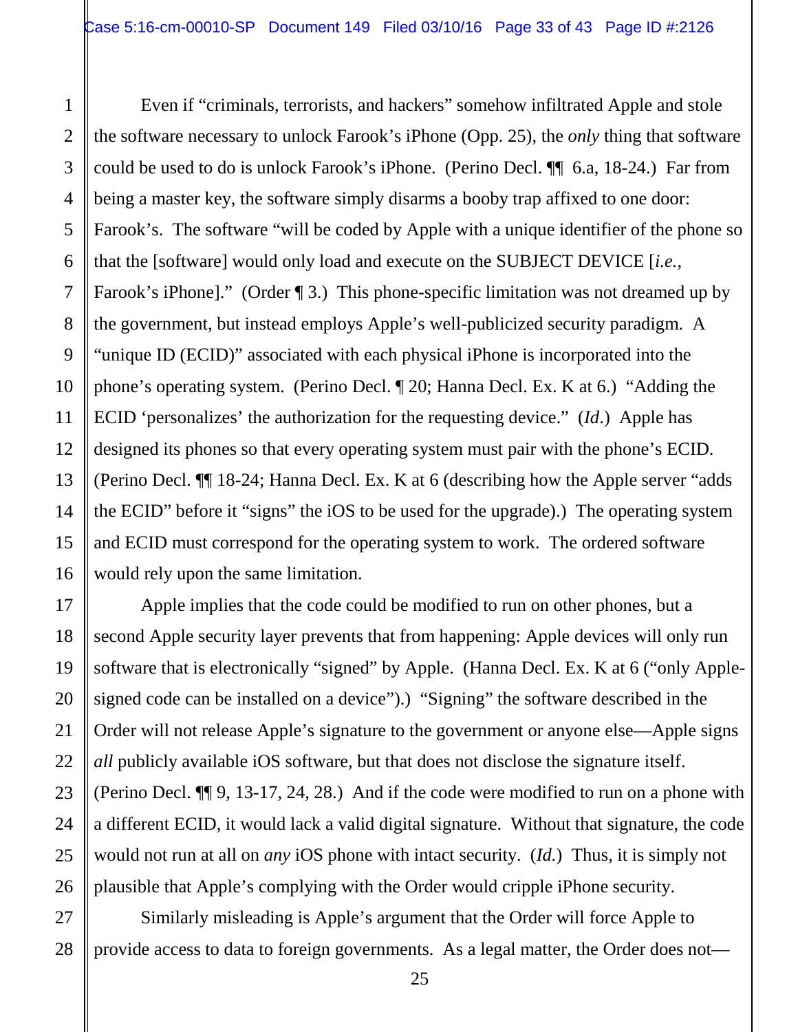Even if "criminals, terrorists, and hackers" somehow infiltrated Apple and stole the software necessary to unlock Farook's iPhone (Opp. 25), the *only* thing that software could be used to do is unlock Farook's iPhone. (Perino Decl. ¶¶ 6.a, 18-24.) Far from being a master key, the software simply disarms a booby trap affixed to one door: Farook's. The software "will be coded by Apple with a unique identifier of the phone so that the [software] would only load and execute on the SUBJECT DEVICE [*i.e.*, Farook's iPhone]." (Order ¶ 3.) This phone-specific limitation was not dreamed up by the government, but instead employs Apple's well-publicized security paradigm. A "unique ID (ECID)" associated with each physical iPhone is incorporated into the phone's operating system. (Perino Decl. ¶ 20; Hanna Decl. Ex. K at 6.) "Adding the ECID 'personalizes' the authorization for the requesting device." (*Id*.) Apple has designed its phones so that every operating system must pair with the phone's ECID. (Perino Decl. ¶¶ 18-24; Hanna Decl. Ex. K at 6 (describing how the Apple server "adds the ECID" before it "signs" the iOS to be used for the upgrade).) The operating system and ECID must correspond for the operating system to work. The ordered software would rely upon the same limitation.

Apple implies that the code could be modified to run on other phones, but a second Apple security layer prevents that from happening: Apple devices will only run software that is electronically "signed" by Apple. (Hanna Decl. Ex. K at 6 ("only Apple-signed code can be installed on a device").) "Signing" the software described in the Order will not release Apple's signature to the government or anyone else—Apple signs *all* publicly available iOS software, but that does not disclose the signature itself. (Perino Decl. ¶¶ 9, 13-17, 24, 28.) And if the code were modified to run on a phone with a different ECID, it would lack a valid digital signature. Without that signature, the code would not run at all on *any* iOS phone with intact security. (*Id.*) Thus, it is simply not plausible that Apple's complying with the Order would cripple iPhone security.

Similarly misleading is Apple's argument that the Order will force Apple to provide access to data to foreign governments. As a legal matter, the Order does not—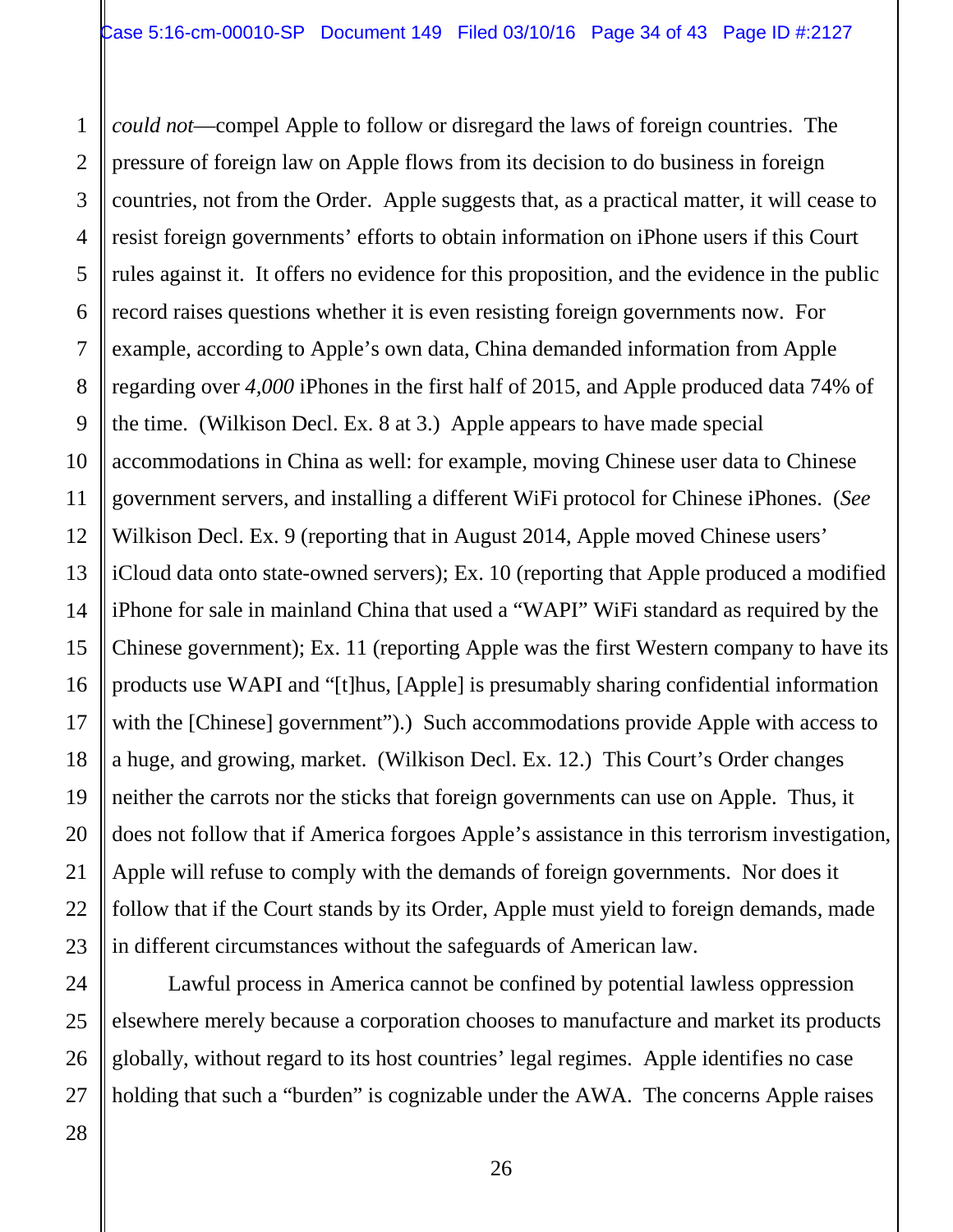*could not*—compel Apple to follow or disregard the laws of foreign countries. The pressure of foreign law on Apple flows from its decision to do business in foreign countries, not from the Order. Apple suggests that, as a practical matter, it will cease to resist foreign governments' efforts to obtain information on iPhone users if this Court rules against it. It offers no evidence for this proposition, and the evidence in the public record raises questions whether it is even resisting foreign governments now. For example, according to Apple's own data, China demanded information from Apple regarding over *4,000* iPhones in the first half of 2015, and Apple produced data 74% of the time. (Wilkison Decl. Ex. 8 at 3.) Apple appears to have made special accommodations in China as well: for example, moving Chinese user data to Chinese government servers, and installing a different WiFi protocol for Chinese iPhones. (*See* Wilkison Decl. Ex. 9 (reporting that in August 2014, Apple moved Chinese users' iCloud data onto state-owned servers); Ex. 10 (reporting that Apple produced a modified iPhone for sale in mainland China that used a "WAPI" WiFi standard as required by the Chinese government); Ex. 11 (reporting Apple was the first Western company to have its products use WAPI and "[t]hus, [Apple] is presumably sharing confidential information with the [Chinese] government").) Such accommodations provide Apple with access to a huge, and growing, market. (Wilkison Decl. Ex. 12.) This Court's Order changes neither the carrots nor the sticks that foreign governments can use on Apple. Thus, it does not follow that if America forgoes Apple's assistance in this terrorism investigation, Apple will refuse to comply with the demands of foreign governments. Nor does it follow that if the Court stands by its Order, Apple must yield to foreign demands, made in different circumstances without the safeguards of American law.

Lawful process in America cannot be confined by potential lawless oppression elsewhere merely because a corporation chooses to manufacture and market its products globally, without regard to its host countries' legal regimes. Apple identifies no case holding that such a "burden" is cognizable under the AWA. The concerns Apple raises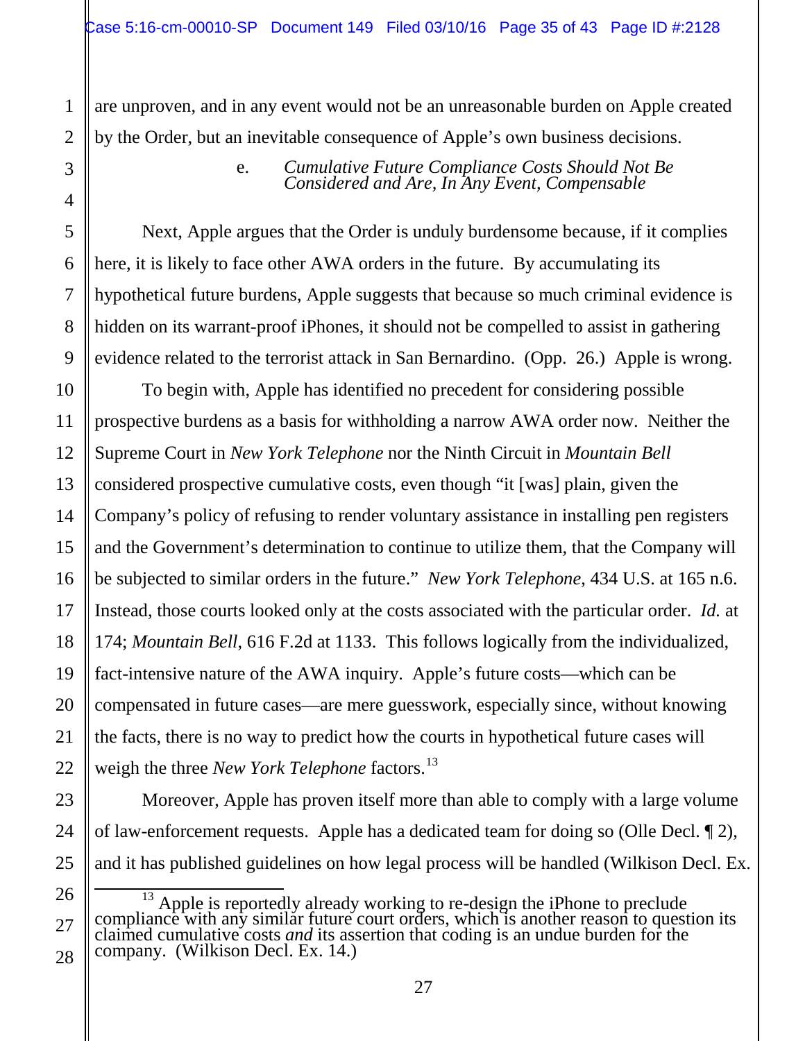are unproven, and in any event would not be an unreasonable burden on Apple created by the Order, but an inevitable consequence of Apple's own business decisions.

e. *Cumulative Future Compliance Costs Should Not Be Considered and Are, In Any Event, Compensable*

Next, Apple argues that the Order is unduly burdensome because, if it complies here, it is likely to face other AWA orders in the future. By accumulating its hypothetical future burdens, Apple suggests that because so much criminal evidence is hidden on its warrant-proof iPhones, it should not be compelled to assist in gathering evidence related to the terrorist attack in San Bernardino. (Opp. 26.) Apple is wrong.

To begin with, Apple has identified no precedent for considering possible prospective burdens as a basis for withholding a narrow AWA order now. Neither the Supreme Court in *New York Telephone* nor the Ninth Circuit in *Mountain Bell* considered prospective cumulative costs, even though "it [was] plain, given the Company's policy of refusing to render voluntary assistance in installing pen registers and the Government's determination to continue to utilize them, that the Company will be subjected to similar orders in the future." *New York Telephone*, 434 U.S. at 165 n.6. Instead, those courts looked only at the costs associated with the particular order. *Id.* at 174; *Mountain Bell*, 616 F.2d at 1133. This follows logically from the individualized, fact-intensive nature of the AWA inquiry. Apple's future costs—which can be compensated in future cases—are mere guesswork, especially since, without knowing the facts, there is no way to predict how the courts in hypothetical future cases will weigh the three *New York Telephone* factors.[13]

Moreover, Apple has proven itself more than able to comply with a large volume of law-enforcement requests. Apple has a dedicated team for doing so (Olle Decl. ¶ 2), and it has published guidelines on how legal process will be handled (Wilkison Decl. Ex.

---

[13] Apple is reportedly already working to re-design the iPhone to preclude compliance with any similar future court orders, which is another reason to question its claimed cumulative costs *and* its assertion that coding is an undue burden for the company. (Wilkison Decl. Ex. 14.)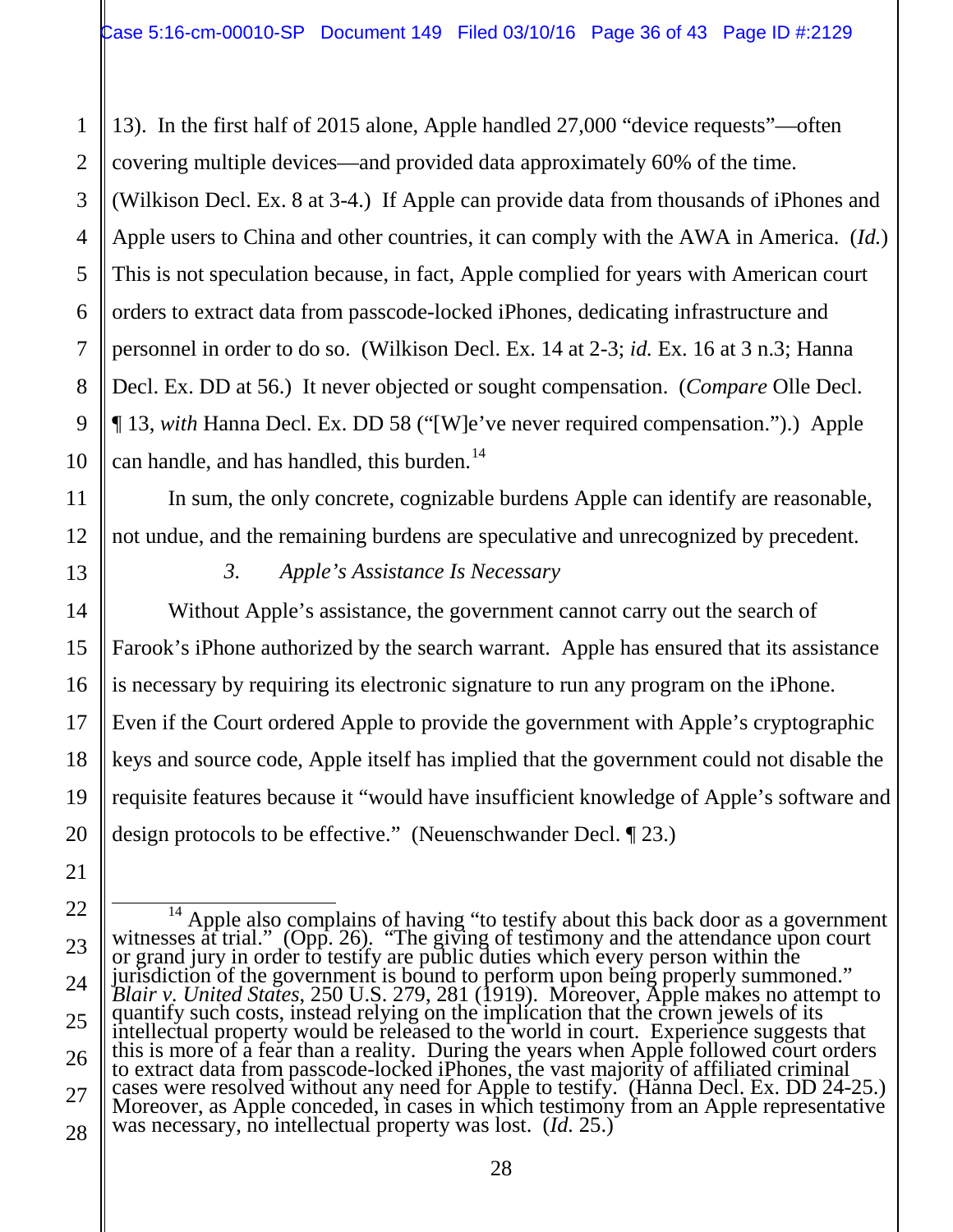13). In the first half of 2015 alone, Apple handled 27,000 "device requests"—often covering multiple devices—and provided data approximately 60% of the time. (Wilkison Decl. Ex. 8 at 3-4.) If Apple can provide data from thousands of iPhones and Apple users to China and other countries, it can comply with the AWA in America. (*Id.*) This is not speculation because, in fact, Apple complied for years with American court orders to extract data from passcode-locked iPhones, dedicating infrastructure and personnel in order to do so. (Wilkison Decl. Ex. 14 at 2-3; *id.* Ex. 16 at 3 n.3; Hanna Decl. Ex. DD at 56.) It never objected or sought compensation. (*Compare* Olle Decl. ¶ 13, *with* Hanna Decl. Ex. DD 58 ("[W]e've never required compensation.").) Apple can handle, and has handled, this burden.[14]

In sum, the only concrete, cognizable burdens Apple can identify are reasonable, not undue, and the remaining burdens are speculative and unrecognized by precedent.

### *3. Apple's Assistance Is Necessary*

Without Apple's assistance, the government cannot carry out the search of Farook's iPhone authorized by the search warrant. Apple has ensured that its assistance is necessary by requiring its electronic signature to run any program on the iPhone. Even if the Court ordered Apple to provide the government with Apple's cryptographic keys and source code, Apple itself has implied that the government could not disable the requisite features because it "would have insufficient knowledge of Apple's software and design protocols to be effective." (Neuenschwander Decl. ¶ 23.)

---

[14] Apple also complains of having "to testify about this back door as a government witnesses at trial." (Opp. 26). "The giving of testimony and the attendance upon court or grand jury in order to testify are public duties which every person within the jurisdiction of the government is bound to perform upon being properly summoned." *Blair v. United States*, 250 U.S. 279, 281 (1919). Moreover, Apple makes no attempt to quantify such costs, instead relying on the implication that the crown jewels of its intellectual property would be released to the world in court. Experience suggests that this is more of a fear than a reality. During the years when Apple followed court orders to extract data from passcode-locked iPhones, the vast majority of affiliated criminal cases were resolved without any need for Apple to testify. (Hanna Decl. Ex. DD 24-25.) Moreover, as Apple conceded, in cases in which testimony from an Apple representative was necessary, no intellectual property was lost. (*Id.* 25.)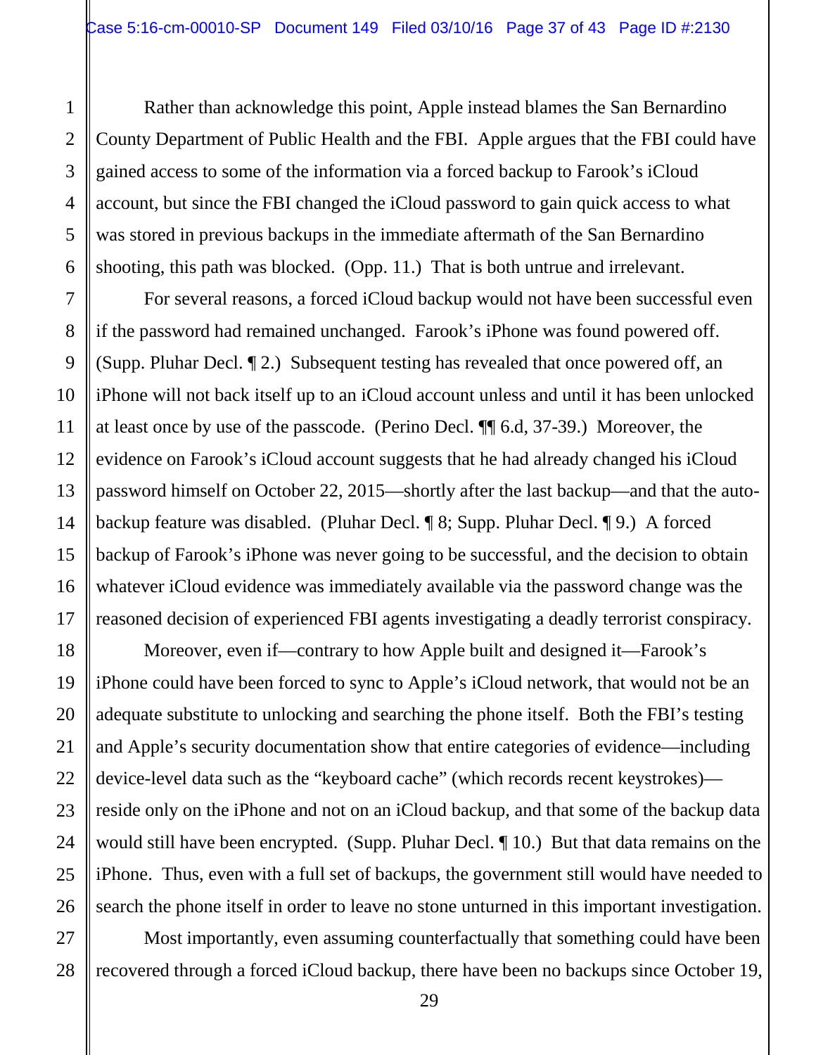Rather than acknowledge this point, Apple instead blames the San Bernardino County Department of Public Health and the FBI. Apple argues that the FBI could have gained access to some of the information via a forced backup to Farook's iCloud account, but since the FBI changed the iCloud password to gain quick access to what was stored in previous backups in the immediate aftermath of the San Bernardino shooting, this path was blocked. (Opp. 11.) That is both untrue and irrelevant.

For several reasons, a forced iCloud backup would not have been successful even if the password had remained unchanged. Farook's iPhone was found powered off. (Supp. Pluhar Decl. ¶ 2.) Subsequent testing has revealed that once powered off, an iPhone will not back itself up to an iCloud account unless and until it has been unlocked at least once by use of the passcode. (Perino Decl. ¶¶ 6.d, 37-39.) Moreover, the evidence on Farook's iCloud account suggests that he had already changed his iCloud password himself on October 22, 2015—shortly after the last backup—and that the auto-backup feature was disabled. (Pluhar Decl. ¶ 8; Supp. Pluhar Decl. ¶ 9.) A forced backup of Farook's iPhone was never going to be successful, and the decision to obtain whatever iCloud evidence was immediately available via the password change was the reasoned decision of experienced FBI agents investigating a deadly terrorist conspiracy.

Moreover, even if—contrary to how Apple built and designed it—Farook's iPhone could have been forced to sync to Apple's iCloud network, that would not be an adequate substitute to unlocking and searching the phone itself. Both the FBI's testing and Apple's security documentation show that entire categories of evidence—including device-level data such as the "keyboard cache" (which records recent keystrokes)—reside only on the iPhone and not on an iCloud backup, and that some of the backup data would still have been encrypted. (Supp. Pluhar Decl. ¶ 10.) But that data remains on the iPhone. Thus, even with a full set of backups, the government still would have needed to search the phone itself in order to leave no stone unturned in this important investigation.

Most importantly, even assuming counterfactually that something could have been recovered through a forced iCloud backup, there have been no backups since October 19,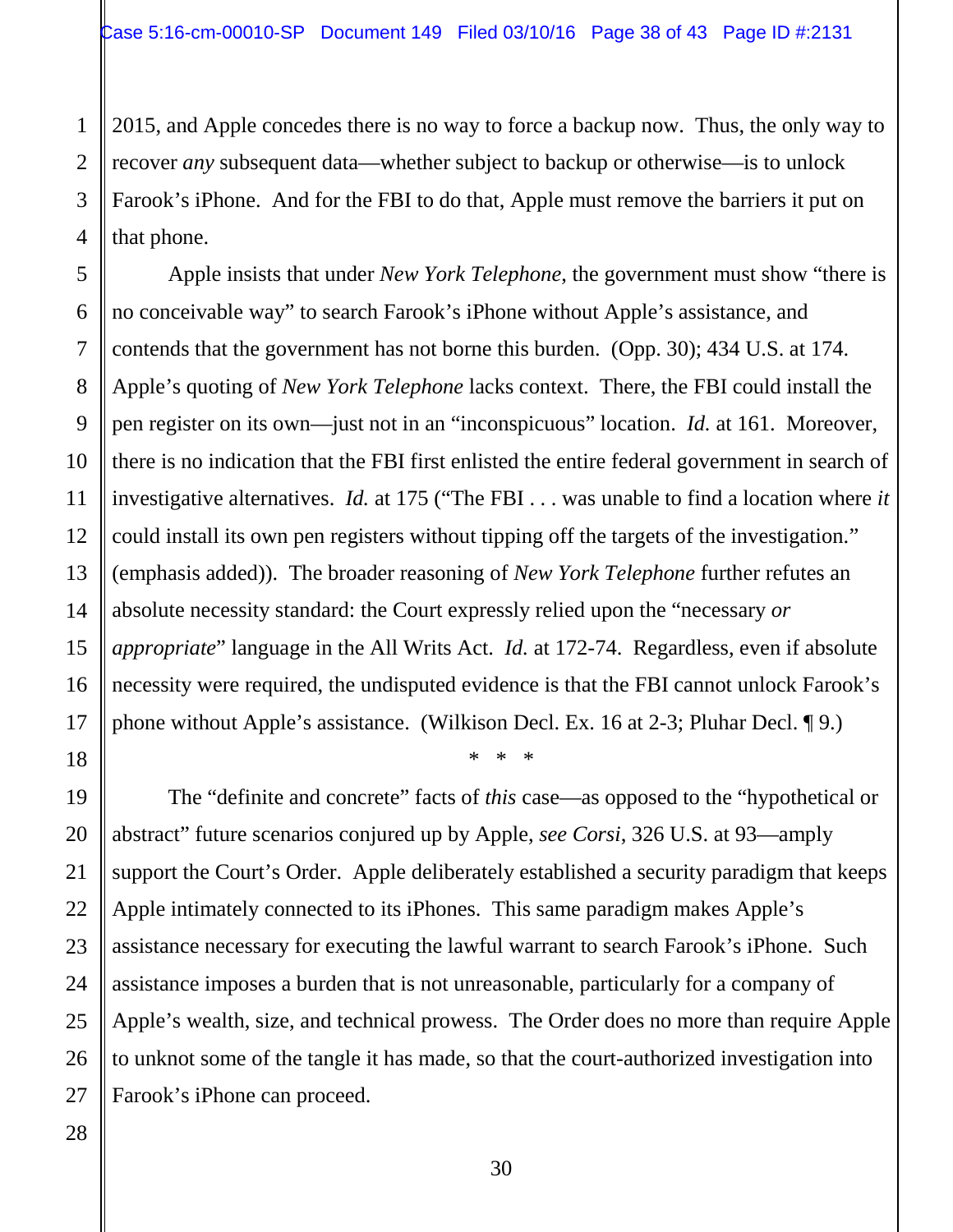2015, and Apple concedes there is no way to force a backup now. Thus, the only way to recover *any* subsequent data—whether subject to backup or otherwise—is to unlock Farook's iPhone. And for the FBI to do that, Apple must remove the barriers it put on that phone.

Apple insists that under *New York Telephone*, the government must show "there is no conceivable way" to search Farook's iPhone without Apple's assistance, and contends that the government has not borne this burden. (Opp. 30); 434 U.S. at 174. Apple's quoting of *New York Telephone* lacks context. There, the FBI could install the pen register on its own—just not in an "inconspicuous" location. *Id.* at 161. Moreover, there is no indication that the FBI first enlisted the entire federal government in search of investigative alternatives. *Id.* at 175 ("The FBI . . . was unable to find a location where *it* could install its own pen registers without tipping off the targets of the investigation." (emphasis added)). The broader reasoning of *New York Telephone* further refutes an absolute necessity standard: the Court expressly relied upon the "necessary *or appropriate*" language in the All Writs Act. *Id.* at 172-74. Regardless, even if absolute necessity were required, the undisputed evidence is that the FBI cannot unlock Farook's phone without Apple's assistance. (Wilkison Decl. Ex. 16 at 2-3; Pluhar Decl. ¶ 9.)

\* \* \*

The "definite and concrete" facts of *this* case—as opposed to the "hypothetical or abstract" future scenarios conjured up by Apple, *see Corsi*, 326 U.S. at 93—amply support the Court's Order. Apple deliberately established a security paradigm that keeps Apple intimately connected to its iPhones. This same paradigm makes Apple's assistance necessary for executing the lawful warrant to search Farook's iPhone. Such assistance imposes a burden that is not unreasonable, particularly for a company of Apple's wealth, size, and technical prowess. The Order does no more than require Apple to unknot some of the tangle it has made, so that the court-authorized investigation into Farook's iPhone can proceed.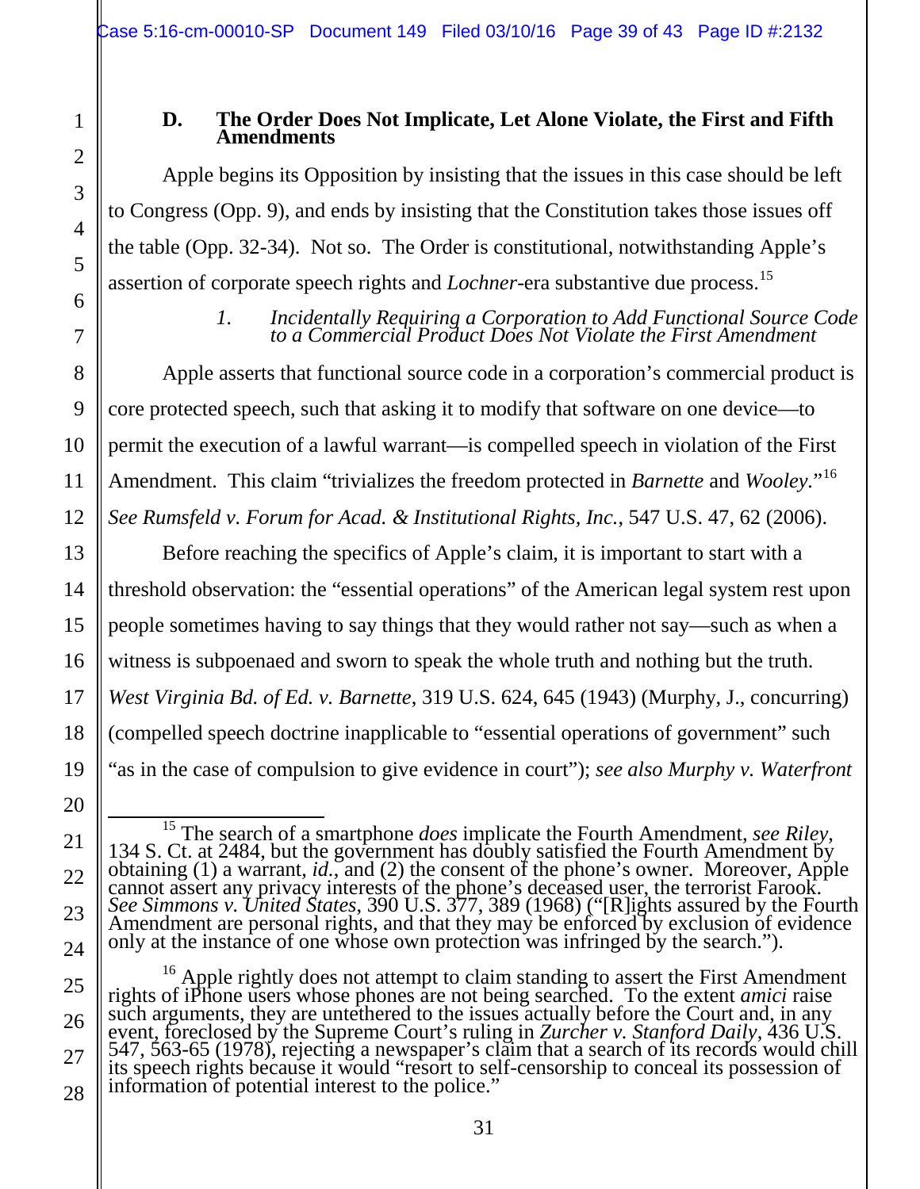### D. The Order Does Not Implicate, Let Alone Violate, the First and Fifth Amendments

Apple begins its Opposition by insisting that the issues in this case should be left to Congress (Opp. 9), and ends by insisting that the Constitution takes those issues off the table (Opp. 32-34). Not so. The Order is constitutional, notwithstanding Apple's assertion of corporate speech rights and *Lochner*-era substantive due process.[15]

#### 1. *Incidentally Requiring a Corporation to Add Functional Source Code to a Commercial Product Does Not Violate the First Amendment*

Apple asserts that functional source code in a corporation's commercial product is core protected speech, such that asking it to modify that software on one device—to permit the execution of a lawful warrant—is compelled speech in violation of the First Amendment. This claim "trivializes the freedom protected in *Barnette* and *Wooley*."[16] *See Rumsfeld v. Forum for Acad. & Institutional Rights, Inc.*, 547 U.S. 47, 62 (2006).

Before reaching the specifics of Apple's claim, it is important to start with a threshold observation: the "essential operations" of the American legal system rest upon people sometimes having to say things that they would rather not say—such as when a witness is subpoenaed and sworn to speak the whole truth and nothing but the truth. *West Virginia Bd. of Ed. v. Barnette*, 319 U.S. 624, 645 (1943) (Murphy, J., concurring) (compelled speech doctrine inapplicable to "essential operations of government" such "as in the case of compulsion to give evidence in court"); *see also Murphy v. Waterfront*

---

[15] The search of a smartphone *does* implicate the Fourth Amendment, *see Riley*, 134 S. Ct. at 2484, but the government has doubly satisfied the Fourth Amendment by obtaining (1) a warrant, *id.*, and (2) the consent of the phone's owner. Moreover, Apple cannot assert any privacy interests of the phone's deceased user, the terrorist Farook. *See Simmons v. United States*, 390 U.S. 377, 389 (1968) ("[R]ights assured by the Fourth Amendment are personal rights, and that they may be enforced by exclusion of evidence only at the instance of one whose own protection was infringed by the search.").

[16] Apple rightly does not attempt to claim standing to assert the First Amendment rights of iPhone users whose phones are not being searched. To the extent *amici* raise such arguments, they are untethered to the issues actually before the Court and, in any event, foreclosed by the Supreme Court's ruling in *Zurcher v. Stanford Daily*, 436 U.S. 547, 563-65 (1978), rejecting a newspaper's claim that a search of its records would chill its speech rights because it would "resort to self-censorship to conceal its possession of information of potential interest to the police."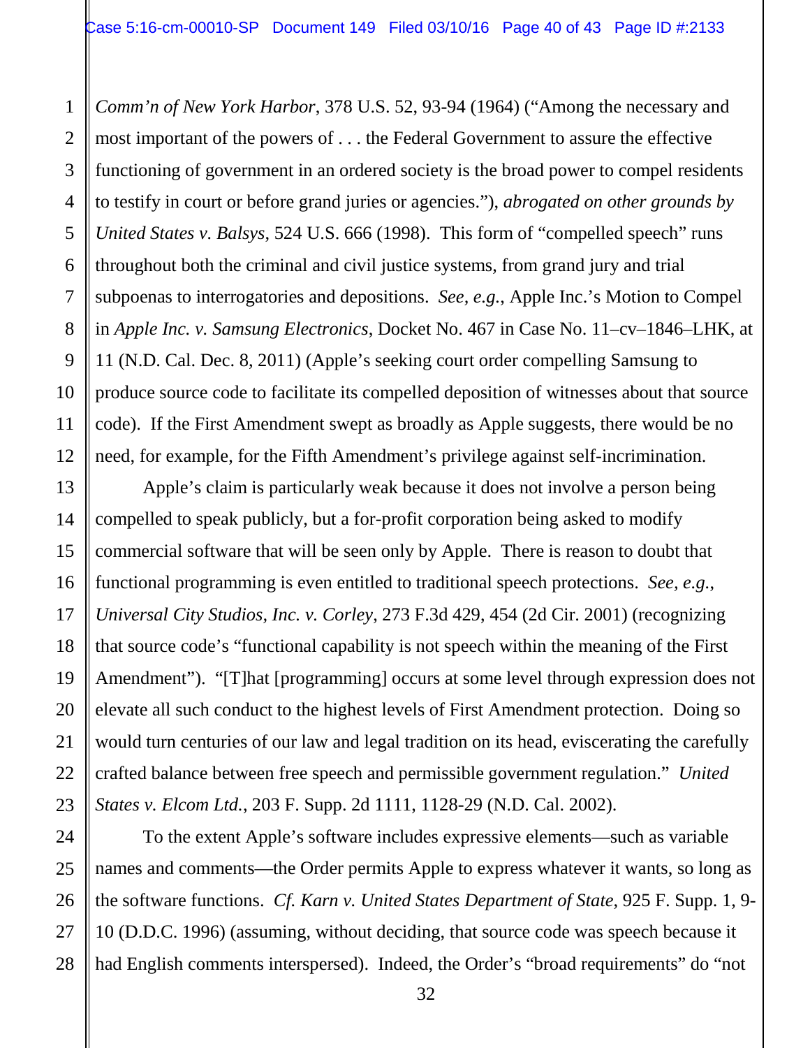*Comm'n of New York Harbor*, 378 U.S. 52, 93-94 (1964) ("Among the necessary and most important of the powers of . . . the Federal Government to assure the effective functioning of government in an ordered society is the broad power to compel residents to testify in court or before grand juries or agencies."), *abrogated on other grounds by United States v. Balsys*, 524 U.S. 666 (1998). This form of "compelled speech" runs throughout both the criminal and civil justice systems, from grand jury and trial subpoenas to interrogatories and depositions. *See, e.g.*, Apple Inc.'s Motion to Compel in *Apple Inc. v. Samsung Electronics*, Docket No. 467 in Case No. 11–cv–1846–LHK, at 11 (N.D. Cal. Dec. 8, 2011) (Apple's seeking court order compelling Samsung to produce source code to facilitate its compelled deposition of witnesses about that source code). If the First Amendment swept as broadly as Apple suggests, there would be no need, for example, for the Fifth Amendment's privilege against self-incrimination.

Apple's claim is particularly weak because it does not involve a person being compelled to speak publicly, but a for-profit corporation being asked to modify commercial software that will be seen only by Apple. There is reason to doubt that functional programming is even entitled to traditional speech protections. *See, e.g.*, *Universal City Studios, Inc. v. Corley*, 273 F.3d 429, 454 (2d Cir. 2001) (recognizing that source code's "functional capability is not speech within the meaning of the First Amendment"). "[T]hat [programming] occurs at some level through expression does not elevate all such conduct to the highest levels of First Amendment protection. Doing so would turn centuries of our law and legal tradition on its head, eviscerating the carefully crafted balance between free speech and permissible government regulation." *United States v. Elcom Ltd.*, 203 F. Supp. 2d 1111, 1128-29 (N.D. Cal. 2002).

To the extent Apple's software includes expressive elements—such as variable names and comments—the Order permits Apple to express whatever it wants, so long as the software functions. *Cf. Karn v. United States Department of State*, 925 F. Supp. 1, 9-10 (D.D.C. 1996) (assuming, without deciding, that source code was speech because it had English comments interspersed). Indeed, the Order's "broad requirements" do "not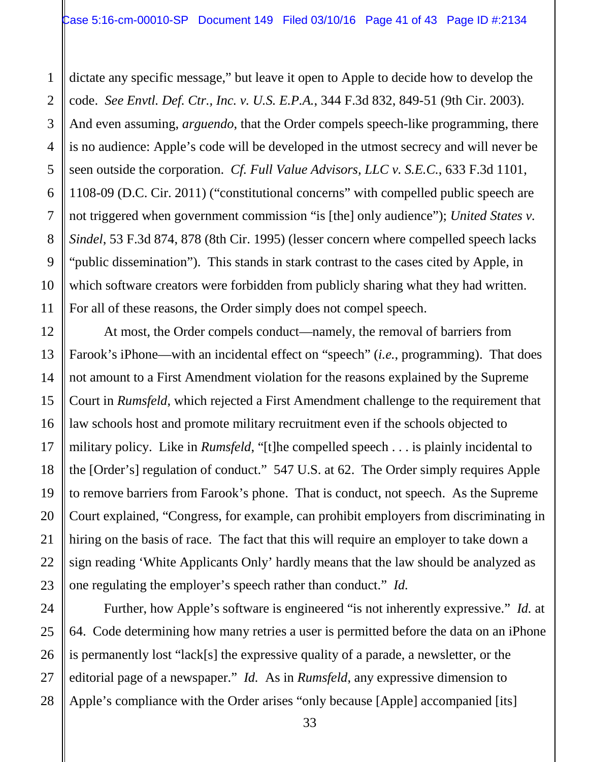dictate any specific message," but leave it open to Apple to decide how to develop the code. *See Envtl. Def. Ctr., Inc. v. U.S. E.P.A.*, 344 F.3d 832, 849-51 (9th Cir. 2003). And even assuming, *arguendo*, that the Order compels speech-like programming, there is no audience: Apple's code will be developed in the utmost secrecy and will never be seen outside the corporation. *Cf. Full Value Advisors, LLC v. S.E.C.*, 633 F.3d 1101, 1108-09 (D.C. Cir. 2011) ("constitutional concerns" with compelled public speech are not triggered when government commission "is [the] only audience"); *United States v. Sindel*, 53 F.3d 874, 878 (8th Cir. 1995) (lesser concern where compelled speech lacks "public dissemination"). This stands in stark contrast to the cases cited by Apple, in which software creators were forbidden from publicly sharing what they had written. For all of these reasons, the Order simply does not compel speech.

At most, the Order compels conduct—namely, the removal of barriers from Farook's iPhone—with an incidental effect on "speech" (*i.e.*, programming). That does not amount to a First Amendment violation for the reasons explained by the Supreme Court in *Rumsfeld*, which rejected a First Amendment challenge to the requirement that law schools host and promote military recruitment even if the schools objected to military policy. Like in *Rumsfeld*, "[t]he compelled speech . . . is plainly incidental to the [Order's] regulation of conduct." 547 U.S. at 62. The Order simply requires Apple to remove barriers from Farook's phone. That is conduct, not speech. As the Supreme Court explained, "Congress, for example, can prohibit employers from discriminating in hiring on the basis of race. The fact that this will require an employer to take down a sign reading 'White Applicants Only' hardly means that the law should be analyzed as one regulating the employer's speech rather than conduct." *Id.*

Further, how Apple's software is engineered "is not inherently expressive." *Id.* at 64. Code determining how many retries a user is permitted before the data on an iPhone is permanently lost "lack[s] the expressive quality of a parade, a newsletter, or the editorial page of a newspaper." *Id.* As in *Rumsfeld*, any expressive dimension to Apple's compliance with the Order arises "only because [Apple] accompanied [its]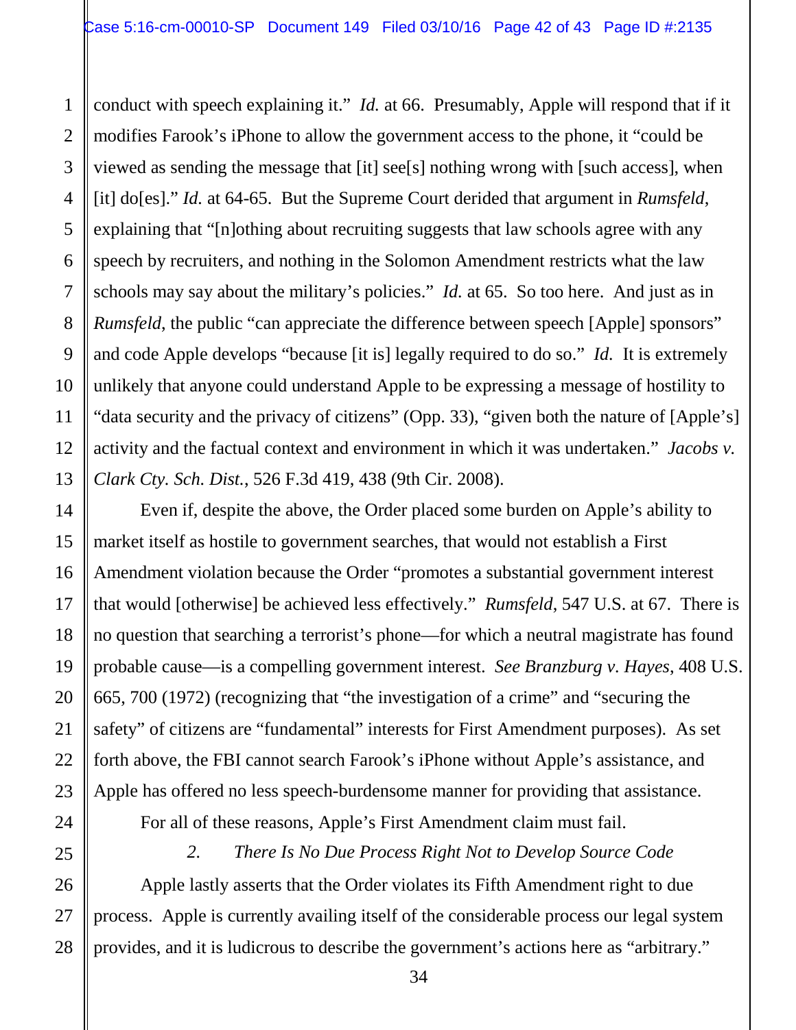conduct with speech explaining it." *Id.* at 66. Presumably, Apple will respond that if it modifies Farook's iPhone to allow the government access to the phone, it "could be viewed as sending the message that [it] see[s] nothing wrong with [such access], when [it] do[es]." *Id.* at 64-65. But the Supreme Court derided that argument in *Rumsfeld*, explaining that "[n]othing about recruiting suggests that law schools agree with any speech by recruiters, and nothing in the Solomon Amendment restricts what the law schools may say about the military's policies." *Id.* at 65. So too here. And just as in *Rumsfeld*, the public "can appreciate the difference between speech [Apple] sponsors" and code Apple develops "because [it is] legally required to do so." *Id.* It is extremely unlikely that anyone could understand Apple to be expressing a message of hostility to "data security and the privacy of citizens" (Opp. 33), "given both the nature of [Apple's] activity and the factual context and environment in which it was undertaken." *Jacobs v. Clark Cty. Sch. Dist.*, 526 F.3d 419, 438 (9th Cir. 2008).

Even if, despite the above, the Order placed some burden on Apple's ability to market itself as hostile to government searches, that would not establish a First Amendment violation because the Order "promotes a substantial government interest that would [otherwise] be achieved less effectively." *Rumsfeld*, 547 U.S. at 67. There is no question that searching a terrorist's phone—for which a neutral magistrate has found probable cause—is a compelling government interest. *See Branzburg v. Hayes*, 408 U.S. 665, 700 (1972) (recognizing that "the investigation of a crime" and "securing the safety" of citizens are "fundamental" interests for First Amendment purposes). As set forth above, the FBI cannot search Farook's iPhone without Apple's assistance, and Apple has offered no less speech-burdensome manner for providing that assistance.

For all of these reasons, Apple's First Amendment claim must fail.

*2. There Is No Due Process Right Not to Develop Source Code*

Apple lastly asserts that the Order violates its Fifth Amendment right to due process. Apple is currently availing itself of the considerable process our legal system provides, and it is ludicrous to describe the government's actions here as "arbitrary."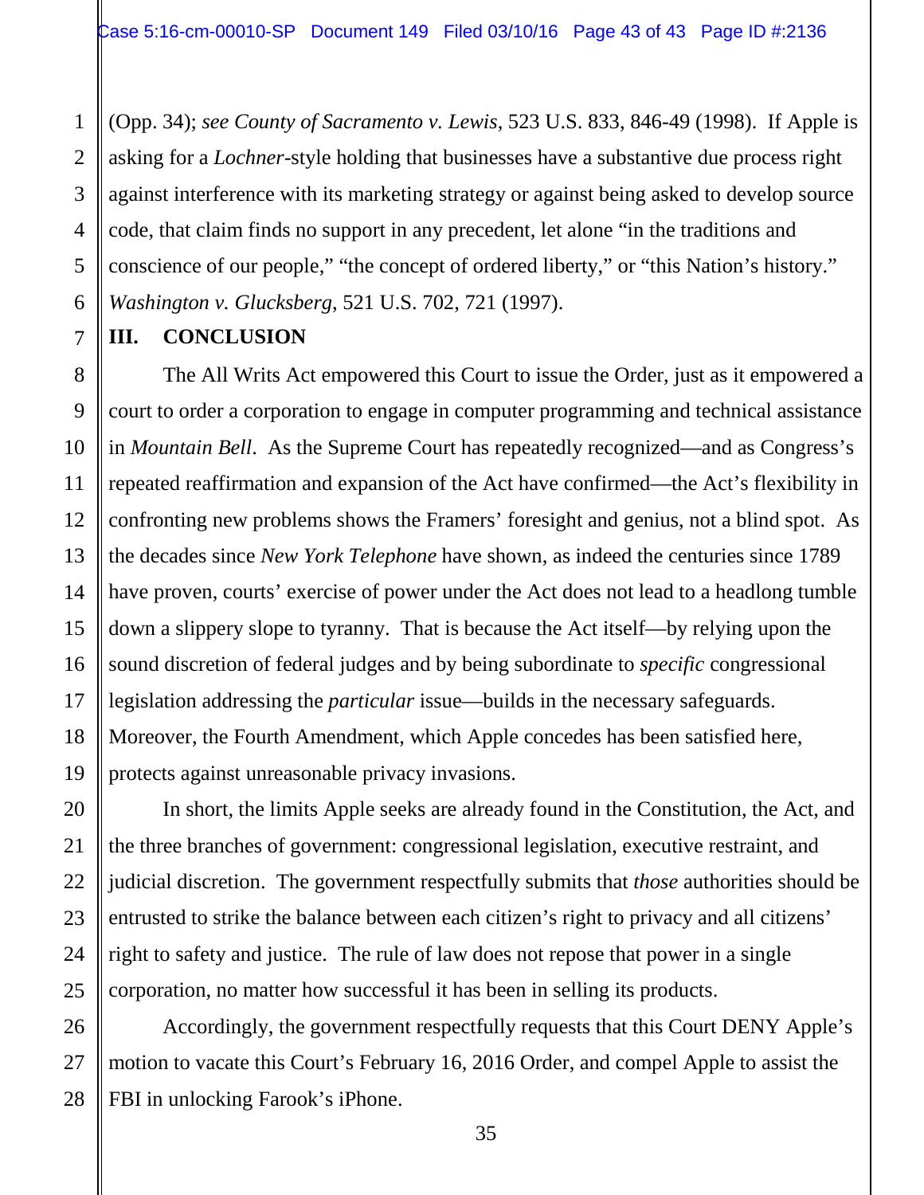(Opp. 34); *see County of Sacramento v. Lewis*, 523 U.S. 833, 846-49 (1998). If Apple is asking for a *Lochner*-style holding that businesses have a substantive due process right against interference with its marketing strategy or against being asked to develop source code, that claim finds no support in any precedent, let alone "in the traditions and conscience of our people," "the concept of ordered liberty," or "this Nation's history." *Washington v. Glucksberg*, 521 U.S. 702, 721 (1997).

## III. CONCLUSION

The All Writs Act empowered this Court to issue the Order, just as it empowered a court to order a corporation to engage in computer programming and technical assistance in *Mountain Bell*. As the Supreme Court has repeatedly recognized—and as Congress's repeated reaffirmation and expansion of the Act have confirmed—the Act's flexibility in confronting new problems shows the Framers' foresight and genius, not a blind spot. As the decades since *New York Telephone* have shown, as indeed the centuries since 1789 have proven, courts' exercise of power under the Act does not lead to a headlong tumble down a slippery slope to tyranny. That is because the Act itself—by relying upon the sound discretion of federal judges and by being subordinate to *specific* congressional legislation addressing the *particular* issue—builds in the necessary safeguards. Moreover, the Fourth Amendment, which Apple concedes has been satisfied here, protects against unreasonable privacy invasions.

In short, the limits Apple seeks are already found in the Constitution, the Act, and the three branches of government: congressional legislation, executive restraint, and judicial discretion. The government respectfully submits that *those* authorities should be entrusted to strike the balance between each citizen's right to privacy and all citizens' right to safety and justice. The rule of law does not repose that power in a single corporation, no matter how successful it has been in selling its products.

Accordingly, the government respectfully requests that this Court DENY Apple's motion to vacate this Court's February 16, 2016 Order, and compel Apple to assist the FBI in unlocking Farook's iPhone.